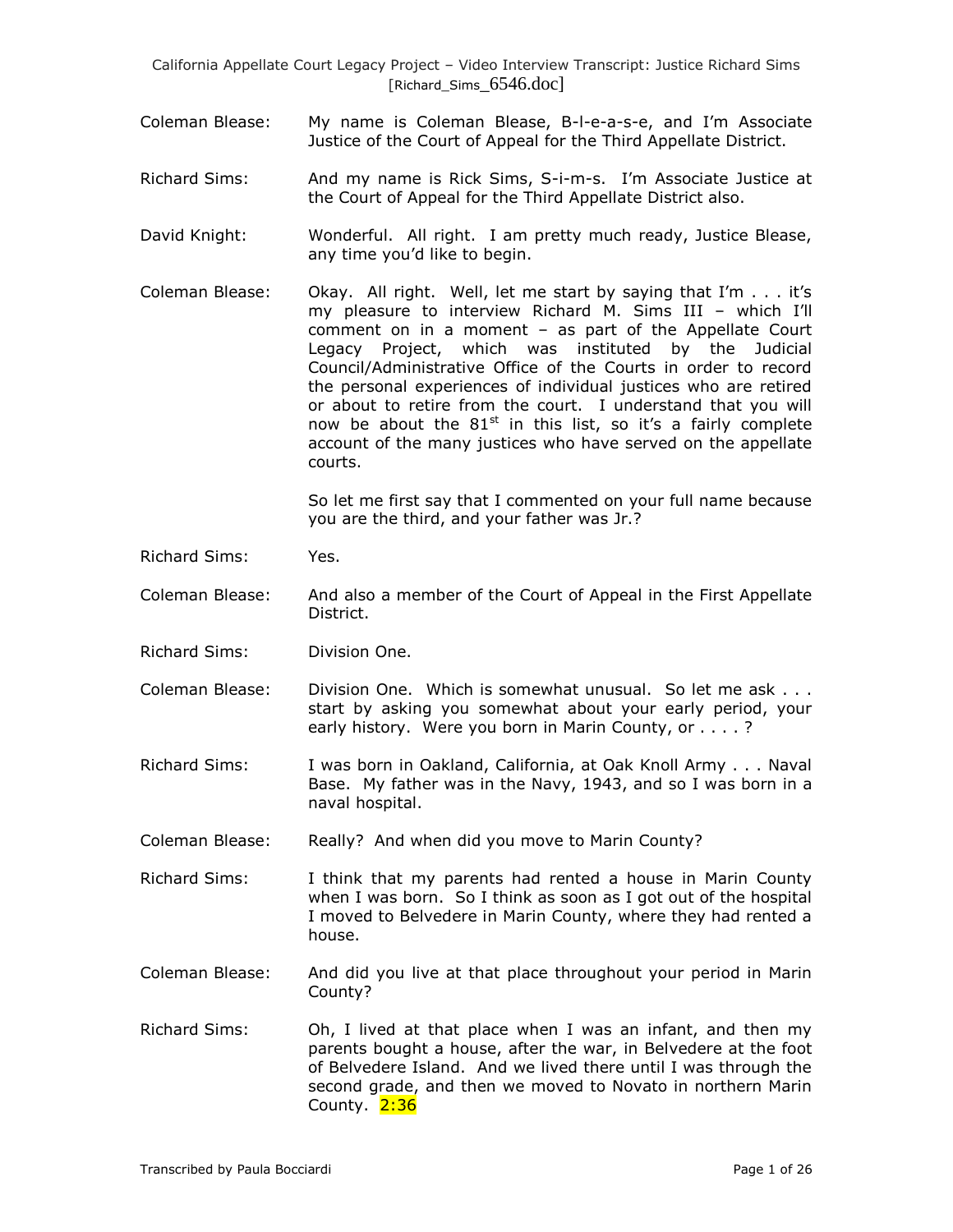Coleman Blease: My name is Coleman Blease, B-l-e-a-s-e, and I'm Associate Justice of the Court of Appeal for the Third Appellate District.

Richard Sims: And my name is Rick Sims, S-i-m-s. I'm Associate Justice at the Court of Appeal for the Third Appellate District also.

David Knight: Wonderful. All right. I am pretty much ready, Justice Blease, any time you'd like to begin.

Coleman Blease: Okay. All right. Well, let me start by saying that I'm . . . it's my pleasure to interview Richard M. Sims III – which I'll comment on in a moment – as part of the Appellate Court Legacy Project, which was instituted by the Judicial Council/Administrative Office of the Courts in order to record the personal experiences of individual justices who are retired or about to retire from the court. I understand that you will now be about the 81st in this list, so it's a fairly complete account of the many justices who have served on the appellate courts.

So let me first say that I commented on your full name because you are the third, and your father was Jr.?

Richard Sims: Yes.

Coleman Blease: And also a member of the Court of Appeal in the First Appellate District.

Richard Sims: Division One.

Coleman Blease: Division One. Which is somewhat unusual. So let me ask . . . start by asking you somewhat about your early period, your early history. Were you born in Marin County, or . . . . ?

Richard Sims: I was born in Oakland, California, at Oak Knoll Army . . . Naval Base. My father was in the Navy, 1943, and so I was born in a naval hospital.

Coleman Blease: Really? And when did you move to Marin County?

Richard Sims: I think that my parents had rented a house in Marin County when I was born. So I think as soon as I got out of the hospital I moved to Belvedere in Marin County, where they had rented a house.

Coleman Blease: And did you live at that place throughout your period in Marin County?

Richard Sims: Oh, I lived at that place when I was an infant, and then my parents bought a house, after the war, in Belvedere at the foot of Belvedere Island. And we lived there until I was through the second grade, and then we moved to Novato in northern Marin County. 2:36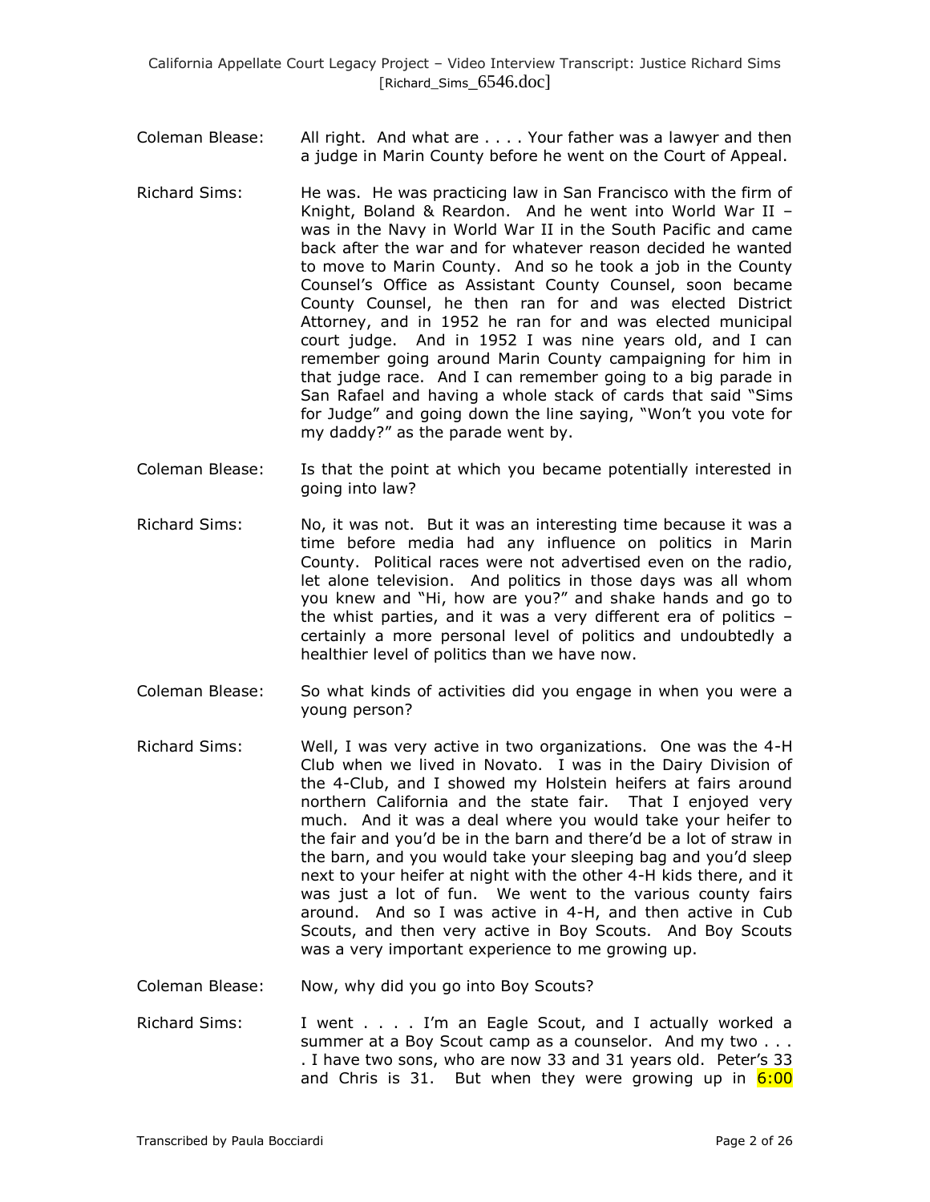Coleman Blease: All right. And what are . . . . Your father was a lawyer and then a judge in Marin County before he went on the Court of Appeal.

Richard Sims: He was. He was practicing law in San Francisco with the firm of Knight, Boland & Reardon. And he went into World War II – was in the Navy in World War II in the South Pacific and came back after the war and for whatever reason decided he wanted to move to Marin County. And so he took a job in the County Counsel's Office as Assistant County Counsel, soon became County Counsel, he then ran for and was elected District Attorney, and in 1952 he ran for and was elected municipal court judge. And in 1952 I was nine years old, and I can remember going around Marin County campaigning for him in that judge race. And I can remember going to a big parade in San Rafael and having a whole stack of cards that said "Sims for Judge" and going down the line saying, "Won't you vote for my daddy?" as the parade went by.

Coleman Blease: Is that the point at which you became potentially interested in going into law?

Richard Sims: No, it was not. But it was an interesting time because it was a time before media had any influence on politics in Marin County. Political races were not advertised even on the radio, let alone television. And politics in those days was all whom you knew and "Hi, how are you?" and shake hands and go to the whist parties, and it was a very different era of politics – certainly a more personal level of politics and undoubtedly a healthier level of politics than we have now.

Coleman Blease: So what kinds of activities did you engage in when you were a young person?

Richard Sims: Well, I was very active in two organizations. One was the 4-H Club when we lived in Novato. I was in the Dairy Division of the 4-Club, and I showed my Holstein heifers at fairs around northern California and the state fair. That I enjoyed very much. And it was a deal where you would take your heifer to the fair and you'd be in the barn and there'd be a lot of straw in the barn, and you would take your sleeping bag and you'd sleep next to your heifer at night with the other 4-H kids there, and it was just a lot of fun. We went to the various county fairs around. And so I was active in 4-H, and then active in Cub Scouts, and then very active in Boy Scouts. And Boy Scouts was a very important experience to me growing up.

Coleman Blease: Now, why did you go into Boy Scouts?

Richard Sims: I went . . . . I'm an Eagle Scout, and I actually worked a summer at a Boy Scout camp as a counselor. And my two . . . . I have two sons, who are now 33 and 31 years old. Peter's 33 and Chris is 31. But when they were growing up in 6:00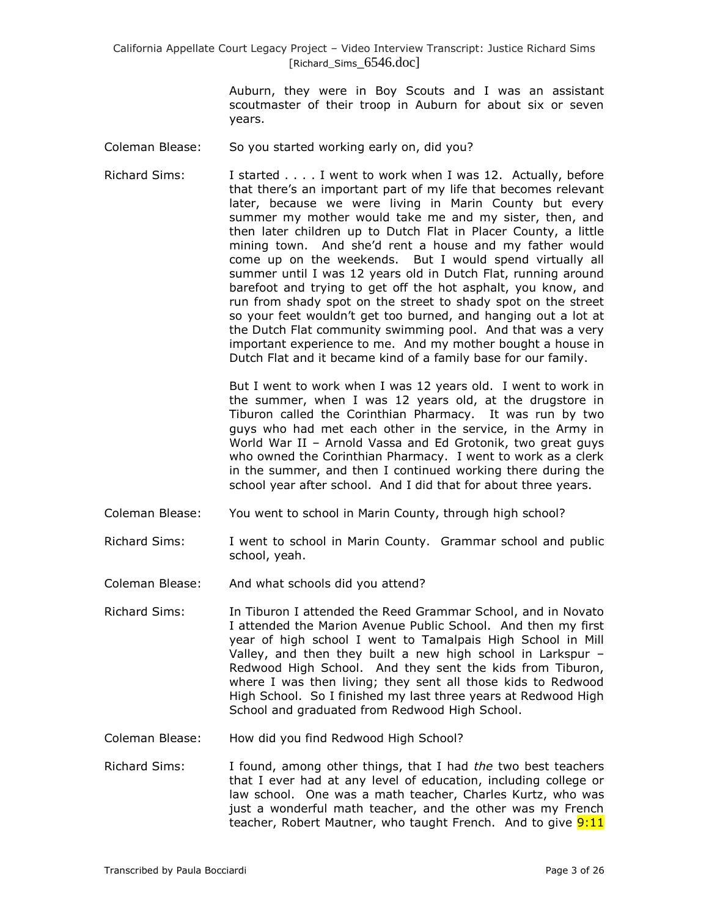Auburn, they were in Boy Scouts and I was an assistant scoutmaster of their troop in Auburn for about six or seven years.

Coleman Blease: So you started working early on, did you?

Richard Sims: I started . . . . I went to work when I was 12. Actually, before that there's an important part of my life that becomes relevant later, because we were living in Marin County but every summer my mother would take me and my sister, then, and then later children up to Dutch Flat in Placer County, a little mining town. And she'd rent a house and my father would come up on the weekends. But I would spend virtually all summer until I was 12 years old in Dutch Flat, running around barefoot and trying to get off the hot asphalt, you know, and run from shady spot on the street to shady spot on the street so your feet wouldn't get too burned, and hanging out a lot at the Dutch Flat community swimming pool. And that was a very important experience to me. And my mother bought a house in Dutch Flat and it became kind of a family base for our family.

But I went to work when I was 12 years old. I went to work in the summer, when I was 12 years old, at the drugstore in Tiburon called the Corinthian Pharmacy. It was run by two guys who had met each other in the service, in the Army in World War II – Arnold Vassa and Ed Grotonik, two great guys who owned the Corinthian Pharmacy. I went to work as a clerk in the summer, and then I continued working there during the school year after school. And I did that for about three years.

Coleman Blease: You went to school in Marin County, through high school?

Richard Sims: I went to school in Marin County. Grammar school and public school, yeah.

Coleman Blease: And what schools did you attend?

Richard Sims: In Tiburon I attended the Reed Grammar School, and in Novato I attended the Marion Avenue Public School. And then my first year of high school I went to Tamalpais High School in Mill Valley, and then they built a new high school in Larkspur – Redwood High School. And they sent the kids from Tiburon, where I was then living; they sent all those kids to Redwood High School. So I finished my last three years at Redwood High School and graduated from Redwood High School.

Coleman Blease: How did you find Redwood High School?

Richard Sims: I found, among other things, that I had *the* two best teachers that I ever had at any level of education, including college or law school. One was a math teacher, Charles Kurtz, who was just a wonderful math teacher, and the other was my French teacher, Robert Mautner, who taught French. And to give 9:11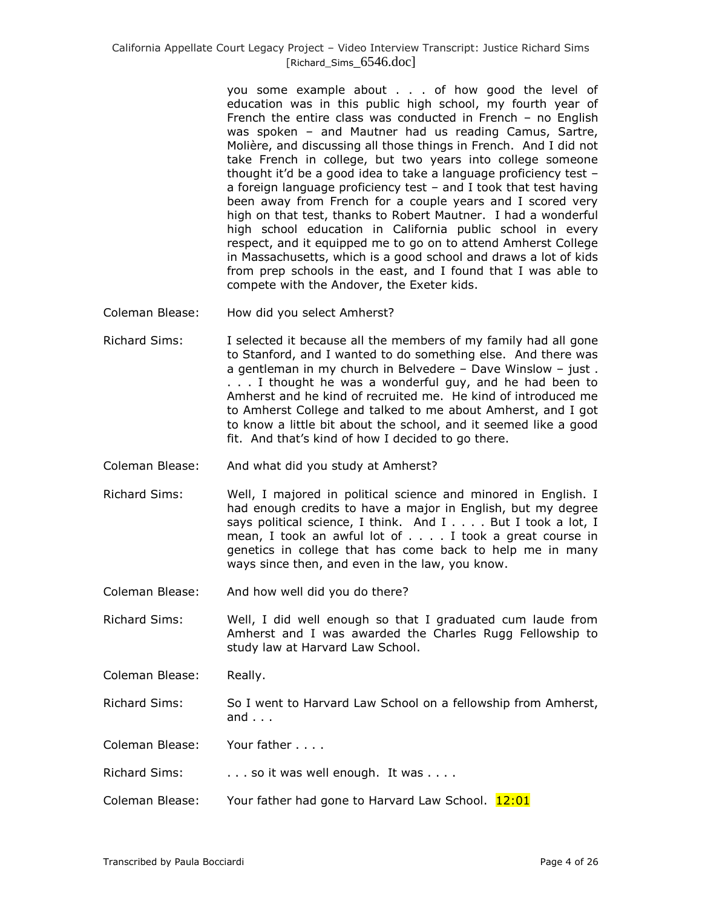you some example about . . . of how good the level of education was in this public high school, my fourth year of French the entire class was conducted in French – no English was spoken – and Mautner had us reading Camus, Sartre, Molière, and discussing all those things in French. And I did not take French in college, but two years into college someone thought it'd be a good idea to take a language proficiency test – a foreign language proficiency test – and I took that test having been away from French for a couple years and I scored very high on that test, thanks to Robert Mautner. I had a wonderful high school education in California public school in every respect, and it equipped me to go on to attend Amherst College in Massachusetts, which is a good school and draws a lot of kids from prep schools in the east, and I found that I was able to compete with the Andover, the Exeter kids.

Coleman Blease: How did you select Amherst?

Richard Sims: I selected it because all the members of my family had all gone to Stanford, and I wanted to do something else. And there was a gentleman in my church in Belvedere – Dave Winslow – just . . . . I thought he was a wonderful guy, and he had been to Amherst and he kind of recruited me. He kind of introduced me to Amherst College and talked to me about Amherst, and I got to know a little bit about the school, and it seemed like a good fit. And that's kind of how I decided to go there.

Coleman Blease: And what did you study at Amherst?

Richard Sims: Well, I majored in political science and minored in English. I had enough credits to have a major in English, but my degree says political science, I think. And I . . . . But I took a lot, I mean, I took an awful lot of . . . . I took a great course in genetics in college that has come back to help me in many ways since then, and even in the law, you know.

Coleman Blease: And how well did you do there?

Richard Sims: Well, I did well enough so that I graduated cum laude from Amherst and I was awarded the Charles Rugg Fellowship to study law at Harvard Law School.

Coleman Blease: Really.

Richard Sims: So I went to Harvard Law School on a fellowship from Amherst, and . . .

Coleman Blease: Your father . . . .

Richard Sims: . . . so it was well enough. It was . . . .

Coleman Blease: Your father had gone to Harvard Law School. 12:01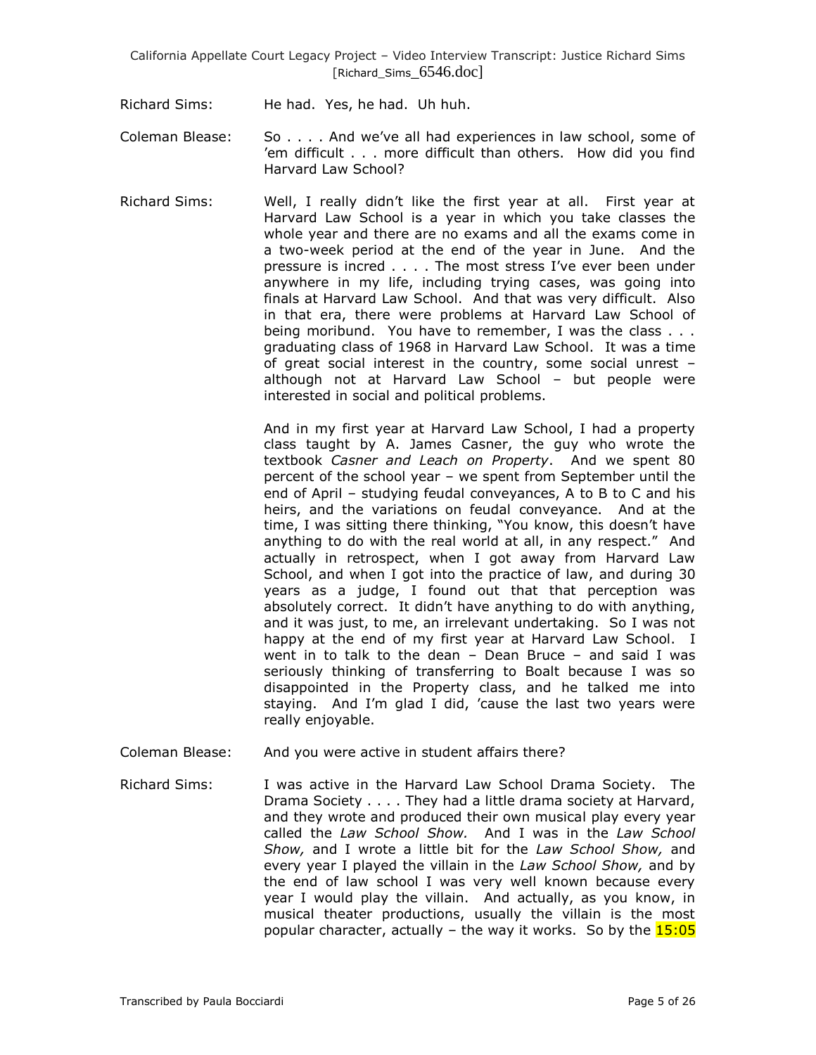Richard Sims: He had. Yes, he had. Uh huh.

Coleman Blease: So . . . . And we've all had experiences in law school, some of 'em difficult . . . more difficult than others. How did you find Harvard Law School?

Richard Sims: Well, I really didn't like the first year at all. First year at Harvard Law School is a year in which you take classes the whole year and there are no exams and all the exams come in a two-week period at the end of the year in June. And the pressure is incred . . . . The most stress I've ever been under anywhere in my life, including trying cases, was going into finals at Harvard Law School. And that was very difficult. Also in that era, there were problems at Harvard Law School of being moribund. You have to remember, I was the class . . . graduating class of 1968 in Harvard Law School. It was a time of great social interest in the country, some social unrest – although not at Harvard Law School – but people were interested in social and political problems.

And in my first year at Harvard Law School, I had a property class taught by A. James Casner, the guy who wrote the textbook *Casner and Leach on Property*. And we spent 80 percent of the school year – we spent from September until the end of April – studying feudal conveyances, A to B to C and his heirs, and the variations on feudal conveyance. And at the time, I was sitting there thinking, "You know, this doesn't have anything to do with the real world at all, in any respect." And actually in retrospect, when I got away from Harvard Law School, and when I got into the practice of law, and during 30 years as a judge, I found out that that perception was absolutely correct. It didn't have anything to do with anything, and it was just, to me, an irrelevant undertaking. So I was not happy at the end of my first year at Harvard Law School. I went in to talk to the dean – Dean Bruce – and said I was seriously thinking of transferring to Boalt because I was so disappointed in the Property class, and he talked me into staying. And I'm glad I did, 'cause the last two years were really enjoyable.

Coleman Blease: And you were active in student affairs there?

Richard Sims: I was active in the Harvard Law School Drama Society. The Drama Society . . . . They had a little drama society at Harvard, and they wrote and produced their own musical play every year called the *Law School Show.* And I was in the *Law School Show,* and I wrote a little bit for the *Law School Show,* and every year I played the villain in the *Law School Show,* and by the end of law school I was very well known because every year I would play the villain. And actually, as you know, in musical theater productions, usually the villain is the most popular character, actually – the way it works. So by the 15:05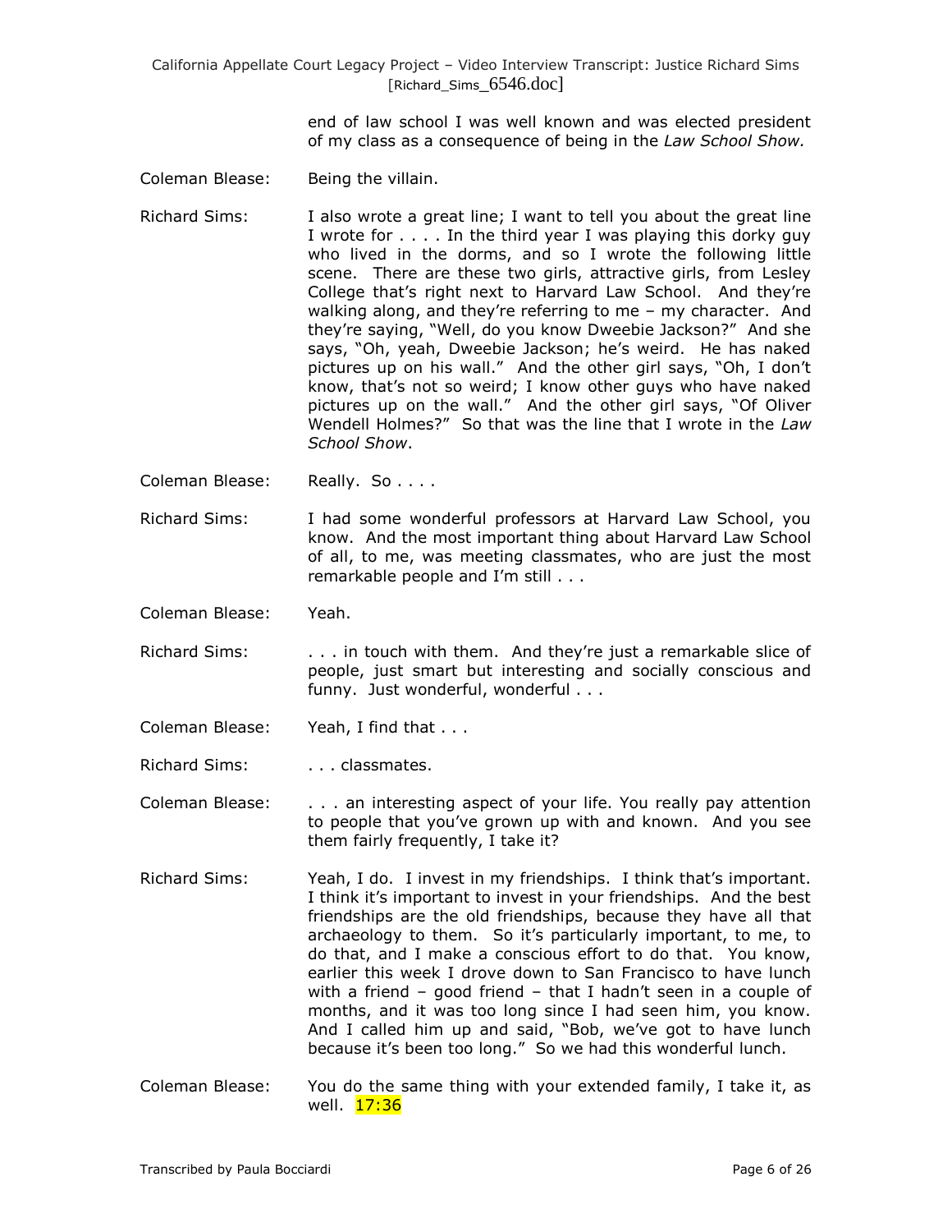end of law school I was well known and was elected president of my class as a consequence of being in the *Law School Show.*

Coleman Blease: Being the villain.

Richard Sims: I also wrote a great line; I want to tell you about the great line I wrote for . . . . In the third year I was playing this dorky guy who lived in the dorms, and so I wrote the following little scene. There are these two girls, attractive girls, from Lesley College that's right next to Harvard Law School. And they're walking along, and they're referring to me – my character. And they're saying, "Well, do you know Dweebie Jackson?" And she says, "Oh, yeah, Dweebie Jackson; he's weird. He has naked pictures up on his wall." And the other girl says, "Oh, I don't know, that's not so weird; I know other guys who have naked pictures up on the wall." And the other girl says, "Of Oliver Wendell Holmes?" So that was the line that I wrote in the *Law School Show*.

Coleman Blease: Really. So . . . .

Richard Sims: I had some wonderful professors at Harvard Law School, you know. And the most important thing about Harvard Law School of all, to me, was meeting classmates, who are just the most remarkable people and I'm still . . .

Coleman Blease: Yeah.

Richard Sims: . . . in touch with them. And they're just a remarkable slice of people, just smart but interesting and socially conscious and funny. Just wonderful, wonderful . . .

Coleman Blease: Yeah, I find that . . .

Richard Sims: . . . classmates.

Coleman Blease: . . . an interesting aspect of your life. You really pay attention to people that you've grown up with and known. And you see them fairly frequently, I take it?

Richard Sims: Yeah, I do. I invest in my friendships. I think that's important. I think it's important to invest in your friendships. And the best friendships are the old friendships, because they have all that archaeology to them. So it's particularly important, to me, to do that, and I make a conscious effort to do that. You know, earlier this week I drove down to San Francisco to have lunch with a friend – good friend – that I hadn't seen in a couple of months, and it was too long since I had seen him, you know. And I called him up and said, "Bob, we've got to have lunch because it's been too long." So we had this wonderful lunch.

Coleman Blease: You do the same thing with your extended family, I take it, as well. 17:36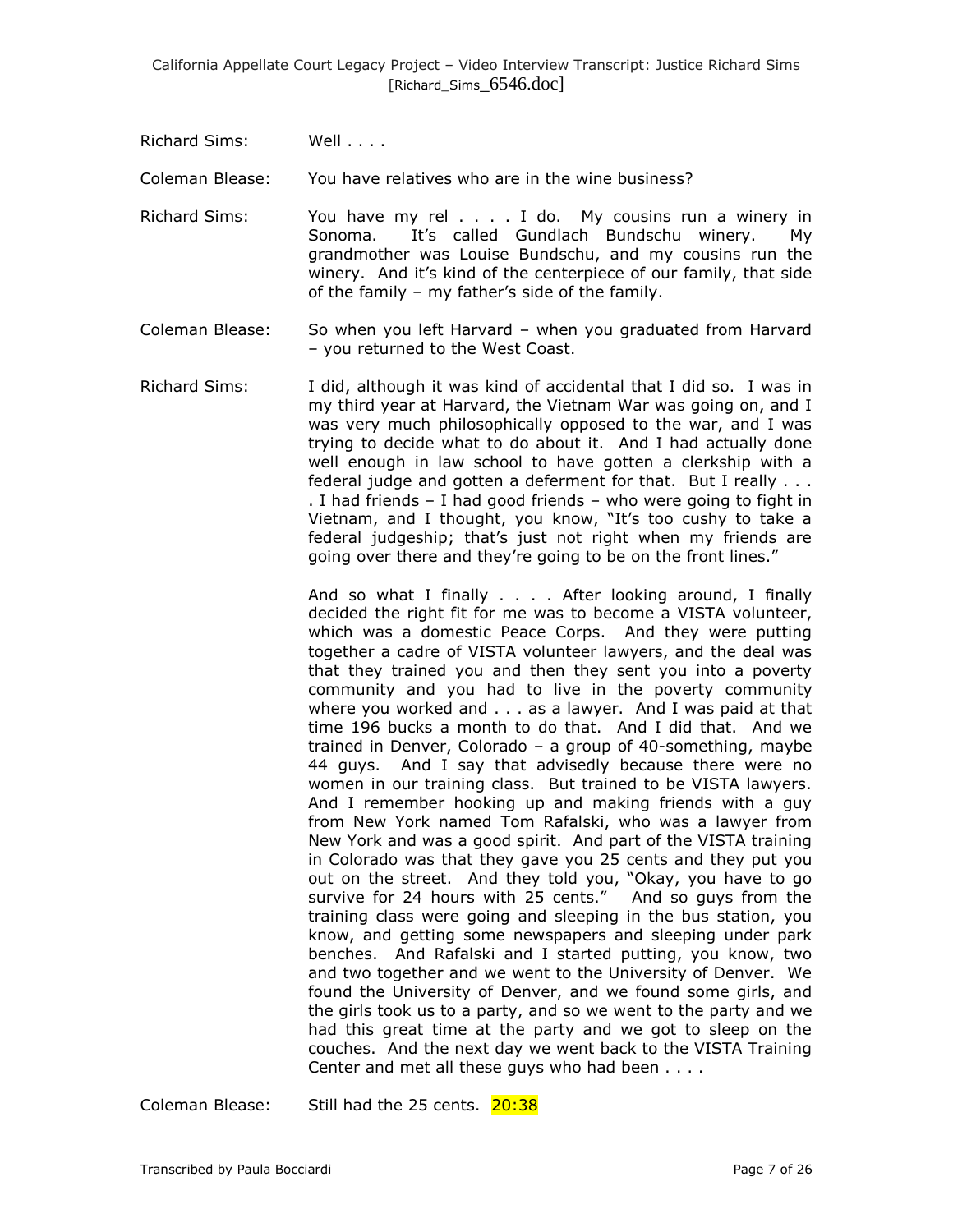Richard Sims: Well . . . .

Coleman Blease: You have relatives who are in the wine business?

Richard Sims: You have my rel . . . . I do. My cousins run a winery in Sonoma. It's called Gundlach Bundschu winery. My grandmother was Louise Bundschu, and my cousins run the winery. And it's kind of the centerpiece of our family, that side of the family – my father's side of the family.

Coleman Blease: So when you left Harvard – when you graduated from Harvard – you returned to the West Coast.

Richard Sims: I did, although it was kind of accidental that I did so. I was in my third year at Harvard, the Vietnam War was going on, and I was very much philosophically opposed to the war, and I was trying to decide what to do about it. And I had actually done well enough in law school to have gotten a clerkship with a federal judge and gotten a deferment for that. But I really . . . . I had friends – I had good friends – who were going to fight in Vietnam, and I thought, you know, "It's too cushy to take a federal judgeship; that's just not right when my friends are going over there and they're going to be on the front lines."

And so what I finally . . . . After looking around, I finally decided the right fit for me was to become a VISTA volunteer, which was a domestic Peace Corps. And they were putting together a cadre of VISTA volunteer lawyers, and the deal was that they trained you and then they sent you into a poverty community and you had to live in the poverty community where you worked and . . . as a lawyer. And I was paid at that time 196 bucks a month to do that. And I did that. And we trained in Denver, Colorado – a group of 40-something, maybe 44 guys. And I say that advisedly because there were no women in our training class. But trained to be VISTA lawyers. And I remember hooking up and making friends with a guy from New York named Tom Rafalski, who was a lawyer from New York and was a good spirit. And part of the VISTA training in Colorado was that they gave you 25 cents and they put you out on the street. And they told you, "Okay, you have to go survive for 24 hours with 25 cents." And so guys from the training class were going and sleeping in the bus station, you know, and getting some newspapers and sleeping under park benches. And Rafalski and I started putting, you know, two and two together and we went to the University of Denver. We found the University of Denver, and we found some girls, and the girls took us to a party, and so we went to the party and we had this great time at the party and we got to sleep on the couches. And the next day we went back to the VISTA Training Center and met all these guys who had been . . . .

Coleman Blease: Still had the 25 cents. 20:38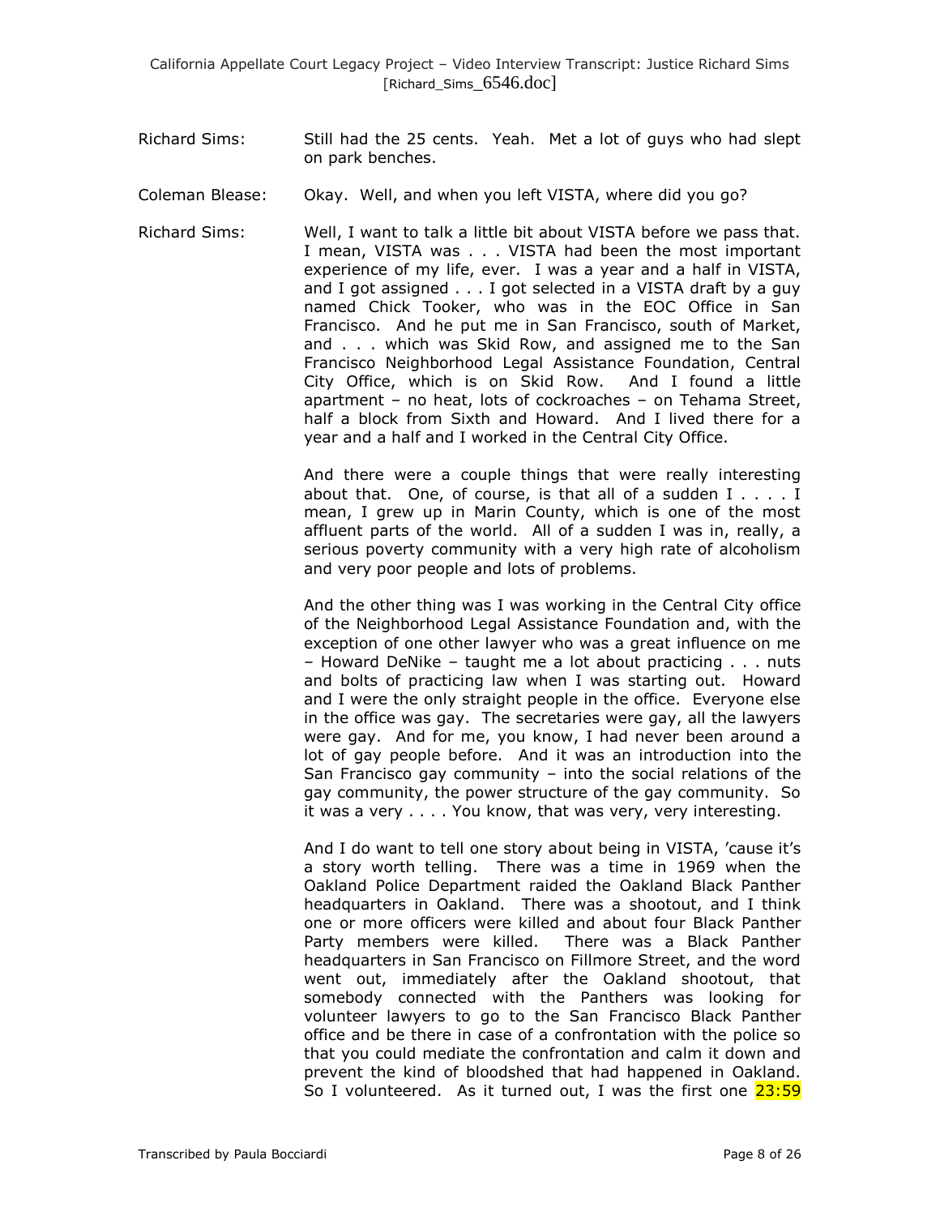Richard Sims: Still had the 25 cents. Yeah. Met a lot of guys who had slept on park benches.

Coleman Blease: Okay. Well, and when you left VISTA, where did you go?

Richard Sims: Well, I want to talk a little bit about VISTA before we pass that. I mean, VISTA was . . . VISTA had been the most important experience of my life, ever. I was a year and a half in VISTA, and I got assigned . . . I got selected in a VISTA draft by a guy named Chick Tooker, who was in the EOC Office in San Francisco. And he put me in San Francisco, south of Market, and . . . which was Skid Row, and assigned me to the San Francisco Neighborhood Legal Assistance Foundation, Central City Office, which is on Skid Row. And I found a little apartment – no heat, lots of cockroaches – on Tehama Street, half a block from Sixth and Howard. And I lived there for a year and a half and I worked in the Central City Office.

And there were a couple things that were really interesting about that. One, of course, is that all of a sudden I . . . . I mean, I grew up in Marin County, which is one of the most affluent parts of the world. All of a sudden I was in, really, a serious poverty community with a very high rate of alcoholism and very poor people and lots of problems.

And the other thing was I was working in the Central City office of the Neighborhood Legal Assistance Foundation and, with the exception of one other lawyer who was a great influence on me – Howard DeNike – taught me a lot about practicing . . . nuts and bolts of practicing law when I was starting out. Howard and I were the only straight people in the office. Everyone else in the office was gay. The secretaries were gay, all the lawyers were gay. And for me, you know, I had never been around a lot of gay people before. And it was an introduction into the San Francisco gay community – into the social relations of the gay community, the power structure of the gay community. So it was a very . . . . You know, that was very, very interesting.

And I do want to tell one story about being in VISTA, 'cause it's a story worth telling. There was a time in 1969 when the Oakland Police Department raided the Oakland Black Panther headquarters in Oakland. There was a shootout, and I think one or more officers were killed and about four Black Panther Party members were killed. There was a Black Panther headquarters in San Francisco on Fillmore Street, and the word went out, immediately after the Oakland shootout, that somebody connected with the Panthers was looking for volunteer lawyers to go to the San Francisco Black Panther office and be there in case of a confrontation with the police so that you could mediate the confrontation and calm it down and prevent the kind of bloodshed that had happened in Oakland. So I volunteered. As it turned out, I was the first one 23:59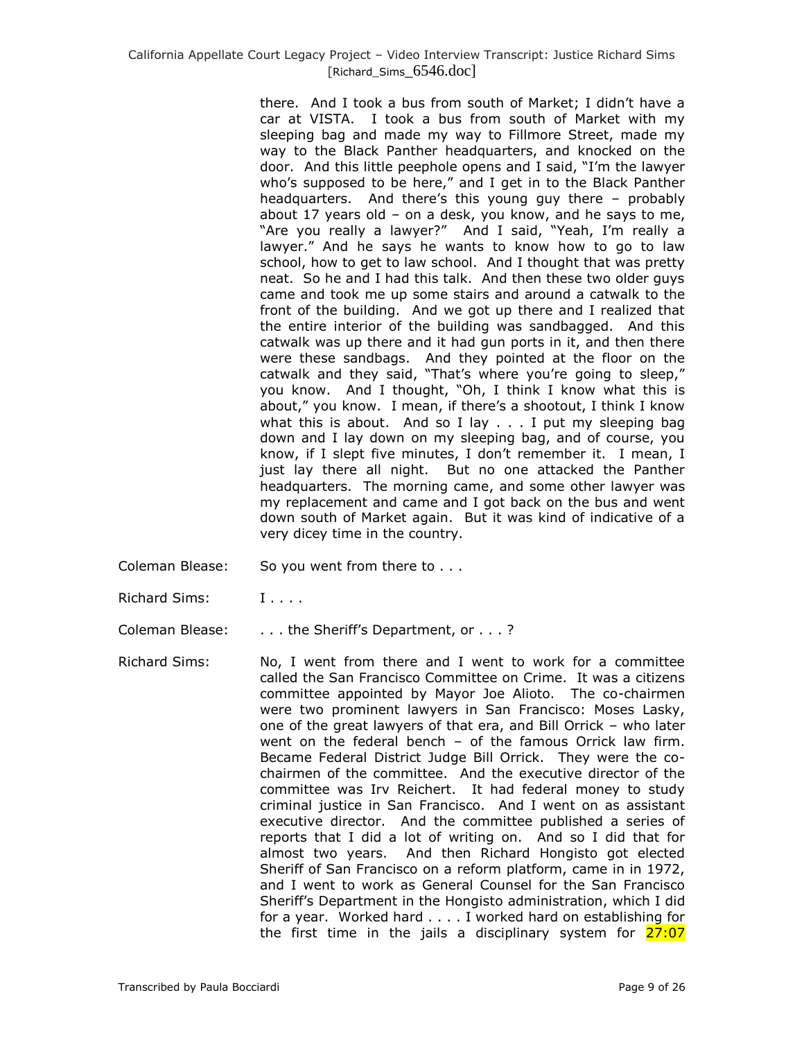there. And I took a bus from south of Market; I didn't have a car at VISTA. I took a bus from south of Market with my sleeping bag and made my way to Fillmore Street, made my way to the Black Panther headquarters, and knocked on the door. And this little peephole opens and I said, "I'm the lawyer who's supposed to be here," and I get in to the Black Panther headquarters. And there's this young guy there – probably about 17 years old – on a desk, you know, and he says to me, "Are you really a lawyer?" And I said, "Yeah, I'm really a lawyer." And he says he wants to know how to go to law school, how to get to law school. And I thought that was pretty neat. So he and I had this talk. And then these two older guys came and took me up some stairs and around a catwalk to the front of the building. And we got up there and I realized that the entire interior of the building was sandbagged. And this catwalk was up there and it had gun ports in it, and then there were these sandbags. And they pointed at the floor on the catwalk and they said, "That's where you're going to sleep," you know. And I thought, "Oh, I think I know what this is about," you know. I mean, if there's a shootout, I think I know what this is about. And so I lay . . . I put my sleeping bag down and I lay down on my sleeping bag, and of course, you know, if I slept five minutes, I don't remember it. I mean, I just lay there all night. But no one attacked the Panther headquarters. The morning came, and some other lawyer was my replacement and came and I got back on the bus and went down south of Market again. But it was kind of indicative of a very dicey time in the country.

Coleman Blease: So you went from there to . . .

Richard Sims: I . . . .

Coleman Blease: . . . the Sheriff's Department, or . . . ?

Richard Sims: No, I went from there and I went to work for a committee called the San Francisco Committee on Crime. It was a citizens committee appointed by Mayor Joe Alioto. The co-chairmen were two prominent lawyers in San Francisco: Moses Lasky, one of the great lawyers of that era, and Bill Orrick – who later went on the federal bench – of the famous Orrick law firm. Became Federal District Judge Bill Orrick. They were the co-chairmen of the committee. And the executive director of the committee was Irv Reichert. It had federal money to study criminal justice in San Francisco. And I went on as assistant executive director. And the committee published a series of reports that I did a lot of writing on. And so I did that for almost two years. And then Richard Hongisto got elected Sheriff of San Francisco on a reform platform, came in in 1972, and I went to work as General Counsel for the San Francisco Sheriff's Department in the Hongisto administration, which I did for a year. Worked hard . . . . I worked hard on establishing for the first time in the jails a disciplinary system for 27:07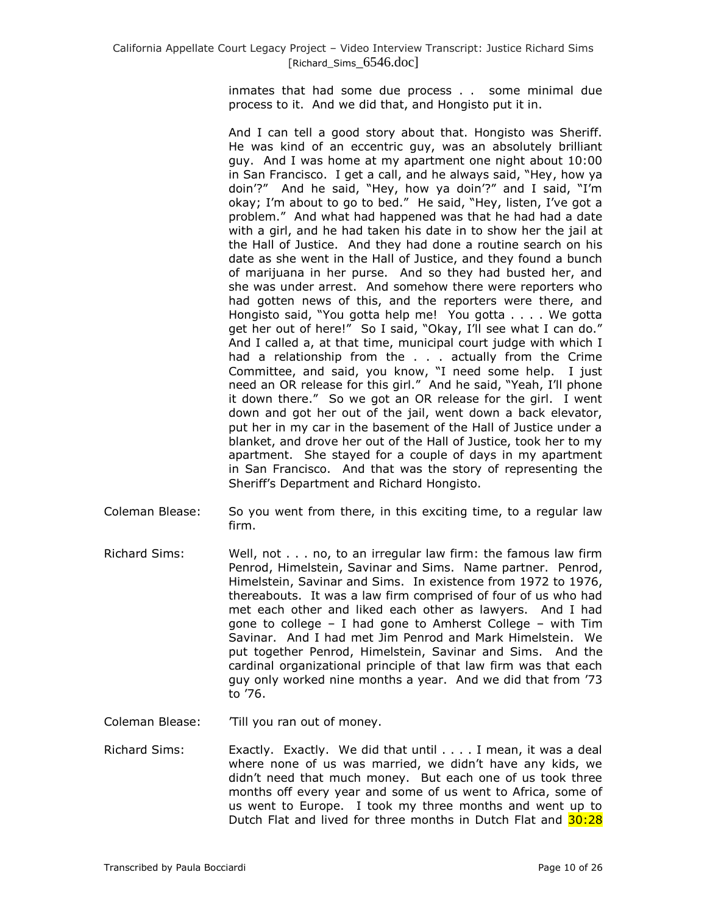inmates that had some due process . . some minimal due process to it. And we did that, and Hongisto put it in.

And I can tell a good story about that. Hongisto was Sheriff. He was kind of an eccentric guy, was an absolutely brilliant guy. And I was home at my apartment one night about 10:00 in San Francisco. I get a call, and he always said, "Hey, how ya doin'?" And he said, "Hey, how ya doin'?" and I said, "I'm okay; I'm about to go to bed." He said, "Hey, listen, I've got a problem." And what had happened was that he had had a date with a girl, and he had taken his date in to show her the jail at the Hall of Justice. And they had done a routine search on his date as she went in the Hall of Justice, and they found a bunch of marijuana in her purse. And so they had busted her, and she was under arrest. And somehow there were reporters who had gotten news of this, and the reporters were there, and Hongisto said, "You gotta help me! You gotta . . . . We gotta get her out of here!" So I said, "Okay, I'll see what I can do." And I called a, at that time, municipal court judge with which I had a relationship from the . . . actually from the Crime Committee, and said, you know, "I need some help. I just need an OR release for this girl." And he said, "Yeah, I'll phone it down there." So we got an OR release for the girl. I went down and got her out of the jail, went down a back elevator, put her in my car in the basement of the Hall of Justice under a blanket, and drove her out of the Hall of Justice, took her to my apartment. She stayed for a couple of days in my apartment in San Francisco. And that was the story of representing the Sheriff's Department and Richard Hongisto.

Coleman Blease: So you went from there, in this exciting time, to a regular law firm.

Richard Sims: Well, not . . . no, to an irregular law firm: the famous law firm Penrod, Himelstein, Savinar and Sims. Name partner. Penrod, Himelstein, Savinar and Sims. In existence from 1972 to 1976, thereabouts. It was a law firm comprised of four of us who had met each other and liked each other as lawyers. And I had gone to college – I had gone to Amherst College – with Tim Savinar. And I had met Jim Penrod and Mark Himelstein. We put together Penrod, Himelstein, Savinar and Sims. And the cardinal organizational principle of that law firm was that each guy only worked nine months a year. And we did that from '73 to '76.

Coleman Blease: 'Till you ran out of money.

Richard Sims: Exactly. Exactly. We did that until . . . . I mean, it was a deal where none of us was married, we didn't have any kids, we didn't need that much money. But each one of us took three months off every year and some of us went to Africa, some of us went to Europe. I took my three months and went up to Dutch Flat and lived for three months in Dutch Flat and 30:28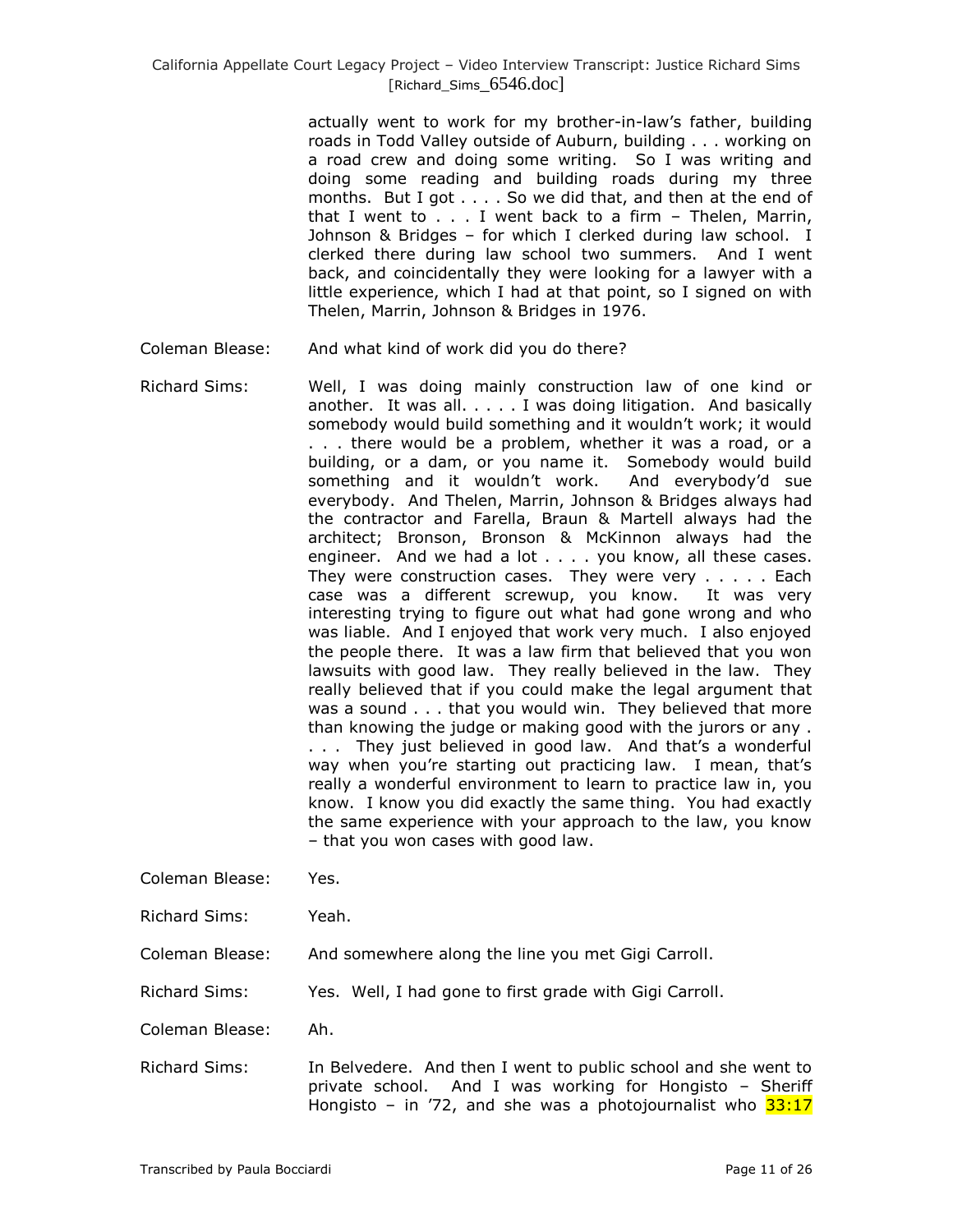actually went to work for my brother-in-law's father, building roads in Todd Valley outside of Auburn, building . . . working on a road crew and doing some writing. So I was writing and doing some reading and building roads during my three months. But I got . . . . So we did that, and then at the end of that I went to . . . I went back to a firm – Thelen, Marrin, Johnson & Bridges – for which I clerked during law school. I clerked there during law school two summers. And I went back, and coincidentally they were looking for a lawyer with a little experience, which I had at that point, so I signed on with Thelen, Marrin, Johnson & Bridges in 1976.

Coleman Blease: And what kind of work did you do there?

Richard Sims: Well, I was doing mainly construction law of one kind or another. It was all. . . . . I was doing litigation. And basically somebody would build something and it wouldn't work; it would . . . there would be a problem, whether it was a road, or a building, or a dam, or you name it. Somebody would build something and it wouldn't work. And everybody'd sue everybody. And Thelen, Marrin, Johnson & Bridges always had the contractor and Farella, Braun & Martell always had the architect; Bronson, Bronson & McKinnon always had the engineer. And we had a lot . . . . you know, all these cases. They were construction cases. They were very . . . . . Each case was a different screwup, you know. It was very interesting trying to figure out what had gone wrong and who was liable. And I enjoyed that work very much. I also enjoyed the people there. It was a law firm that believed that you won lawsuits with good law. They really believed in the law. They really believed that if you could make the legal argument that was a sound . . . that you would win. They believed that more than knowing the judge or making good with the jurors or any . . . . They just believed in good law. And that's a wonderful way when you're starting out practicing law. I mean, that's really a wonderful environment to learn to practice law in, you know. I know you did exactly the same thing. You had exactly the same experience with your approach to the law, you know – that you won cases with good law.

Coleman Blease: Yes.

Richard Sims: Yeah.

Coleman Blease: And somewhere along the line you met Gigi Carroll.

Richard Sims: Yes. Well, I had gone to first grade with Gigi Carroll.

Coleman Blease: Ah.

Richard Sims: In Belvedere. And then I went to public school and she went to private school. And I was working for Hongisto – Sheriff Hongisto – in '72, and she was a photojournalist who 33:17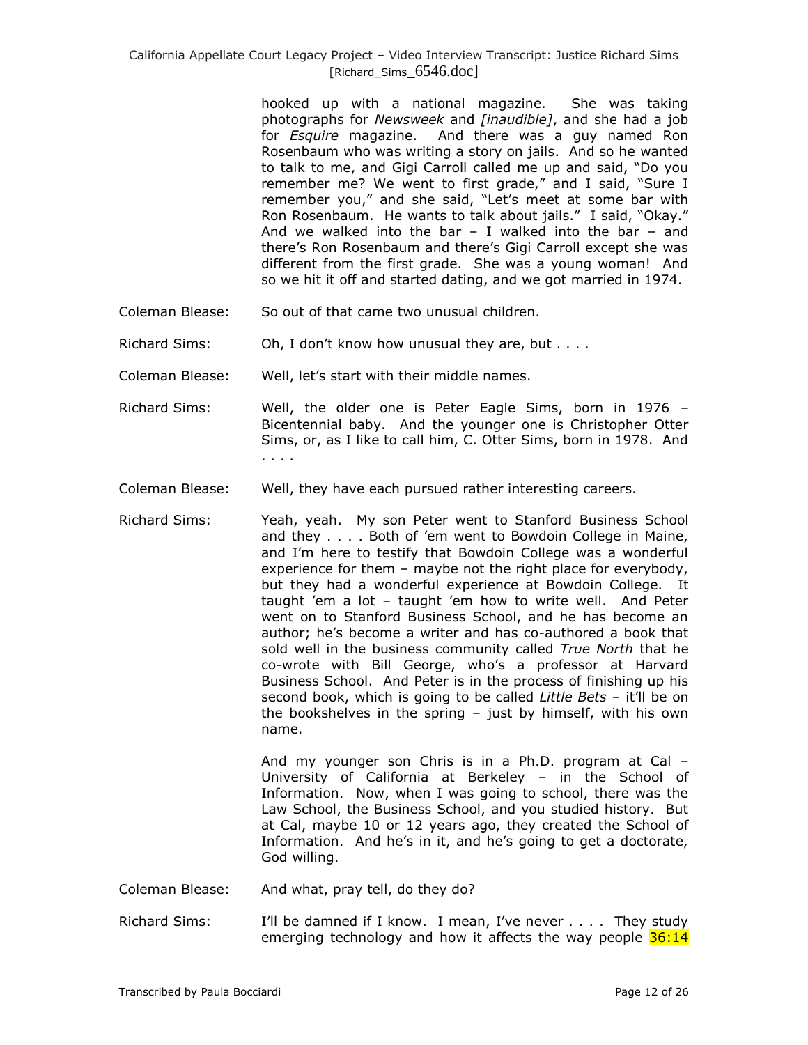hooked up with a national magazine. She was taking photographs for *Newsweek* and *[inaudible]*, and she had a job for *Esquire* magazine. And there was a guy named Ron Rosenbaum who was writing a story on jails. And so he wanted to talk to me, and Gigi Carroll called me up and said, "Do you remember me? We went to first grade," and I said, "Sure I remember you," and she said, "Let's meet at some bar with Ron Rosenbaum. He wants to talk about jails." I said, "Okay." And we walked into the bar – I walked into the bar – and there's Ron Rosenbaum and there's Gigi Carroll except she was different from the first grade. She was a young woman! And so we hit it off and started dating, and we got married in 1974.

Coleman Blease: So out of that came two unusual children.

Richard Sims: Oh, I don't know how unusual they are, but . . . .

Coleman Blease: Well, let's start with their middle names.

Richard Sims: Well, the older one is Peter Eagle Sims, born in 1976 – Bicentennial baby. And the younger one is Christopher Otter Sims, or, as I like to call him, C. Otter Sims, born in 1978. And . . . .

Coleman Blease: Well, they have each pursued rather interesting careers.

Richard Sims: Yeah, yeah. My son Peter went to Stanford Business School and they . . . . Both of 'em went to Bowdoin College in Maine, and I'm here to testify that Bowdoin College was a wonderful experience for them – maybe not the right place for everybody, but they had a wonderful experience at Bowdoin College. It taught 'em a lot – taught 'em how to write well. And Peter went on to Stanford Business School, and he has become an author; he's become a writer and has co-authored a book that sold well in the business community called *True North* that he co-wrote with Bill George, who's a professor at Harvard Business School. And Peter is in the process of finishing up his second book, which is going to be called *Little Bets* – it'll be on the bookshelves in the spring – just by himself, with his own name.

And my younger son Chris is in a Ph.D. program at Cal – University of California at Berkeley – in the School of Information. Now, when I was going to school, there was the Law School, the Business School, and you studied history. But at Cal, maybe 10 or 12 years ago, they created the School of Information. And he's in it, and he's going to get a doctorate, God willing.

Coleman Blease: And what, pray tell, do they do?

Richard Sims: I'll be damned if I know. I mean, I've never . . . . They study emerging technology and how it affects the way people 36:14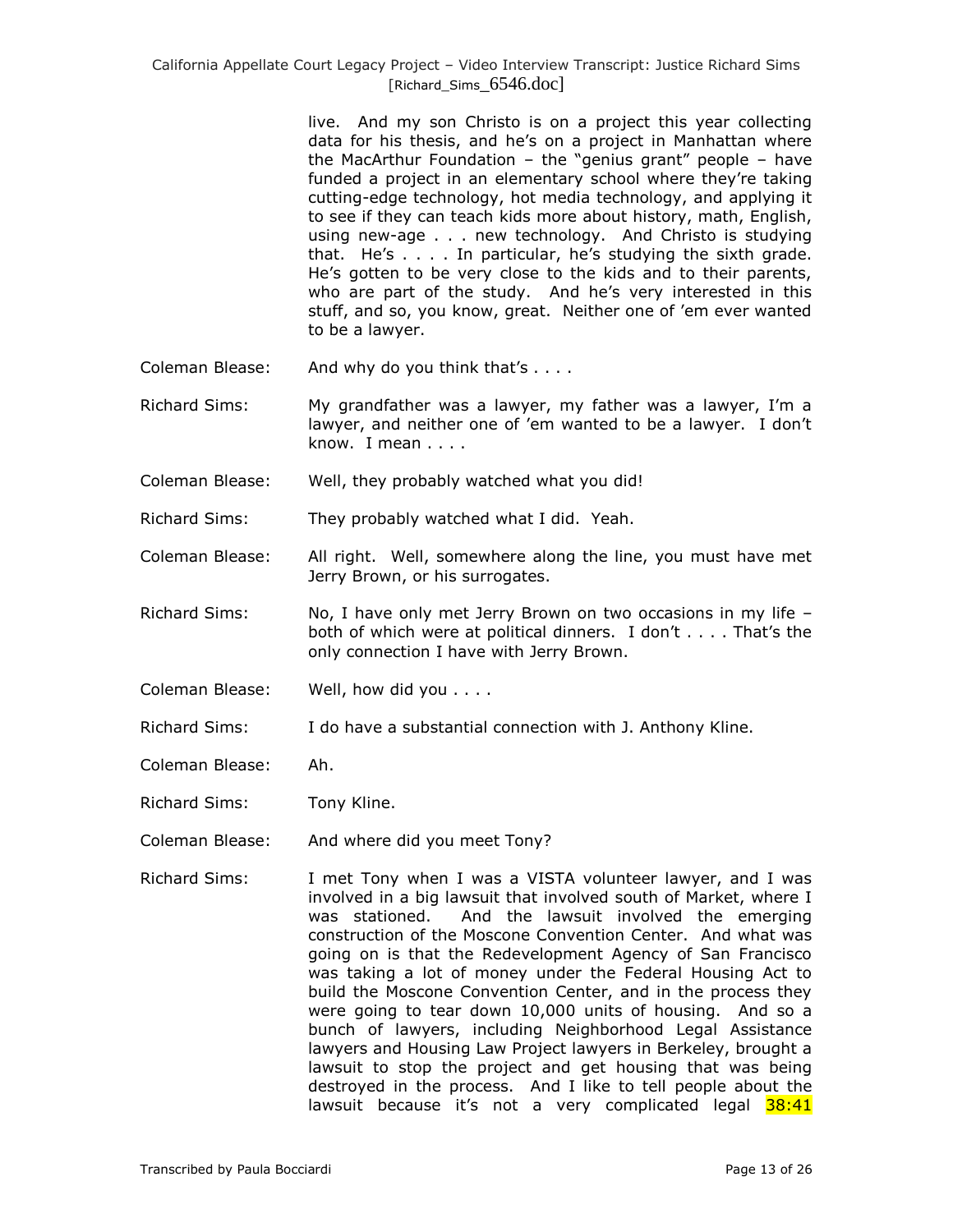live. And my son Christo is on a project this year collecting data for his thesis, and he's on a project in Manhattan where the MacArthur Foundation – the "genius grant" people – have funded a project in an elementary school where they're taking cutting-edge technology, hot media technology, and applying it to see if they can teach kids more about history, math, English, using new-age . . . new technology. And Christo is studying that. He's . . . . In particular, he's studying the sixth grade. He's gotten to be very close to the kids and to their parents, who are part of the study. And he's very interested in this stuff, and so, you know, great. Neither one of 'em ever wanted to be a lawyer.

Coleman Blease: And why do you think that's . . . .

Richard Sims: My grandfather was a lawyer, my father was a lawyer, I'm a lawyer, and neither one of 'em wanted to be a lawyer. I don't know. I mean . . . .

Coleman Blease: Well, they probably watched what you did!

Richard Sims: They probably watched what I did. Yeah.

Coleman Blease: All right. Well, somewhere along the line, you must have met Jerry Brown, or his surrogates.

Richard Sims: No, I have only met Jerry Brown on two occasions in my life – both of which were at political dinners. I don't . . . . That's the only connection I have with Jerry Brown.

Coleman Blease: Well, how did you . . . .

Richard Sims: I do have a substantial connection with J. Anthony Kline.

Coleman Blease: Ah.

Richard Sims: Tony Kline.

Coleman Blease: And where did you meet Tony?

Richard Sims: I met Tony when I was a VISTA volunteer lawyer, and I was involved in a big lawsuit that involved south of Market, where I was stationed. And the lawsuit involved the emerging construction of the Moscone Convention Center. And what was going on is that the Redevelopment Agency of San Francisco was taking a lot of money under the Federal Housing Act to build the Moscone Convention Center, and in the process they were going to tear down 10,000 units of housing. And so a bunch of lawyers, including Neighborhood Legal Assistance lawyers and Housing Law Project lawyers in Berkeley, brought a lawsuit to stop the project and get housing that was being destroyed in the process. And I like to tell people about the lawsuit because it's not a very complicated legal 38:41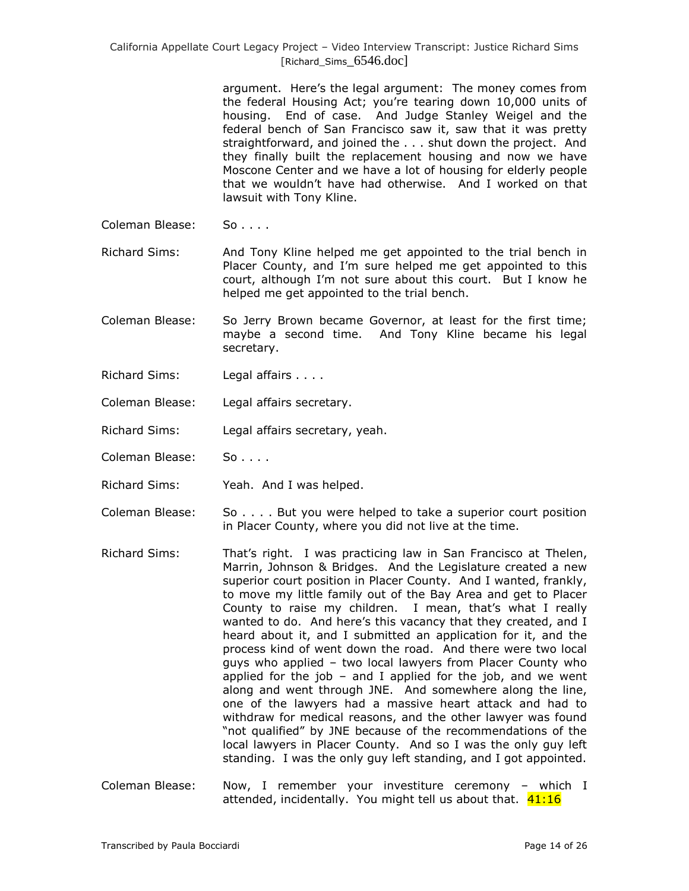argument. Here's the legal argument: The money comes from the federal Housing Act; you're tearing down 10,000 units of housing. End of case. And Judge Stanley Weigel and the federal bench of San Francisco saw it, saw that it was pretty straightforward, and joined the . . . shut down the project. And they finally built the replacement housing and now we have Moscone Center and we have a lot of housing for elderly people that we wouldn't have had otherwise. And I worked on that lawsuit with Tony Kline.

Coleman Blease: So . . . .

Richard Sims: And Tony Kline helped me get appointed to the trial bench in Placer County, and I'm sure helped me get appointed to this court, although I'm not sure about this court. But I know he helped me get appointed to the trial bench.

Coleman Blease: So Jerry Brown became Governor, at least for the first time; maybe a second time. And Tony Kline became his legal secretary.

Richard Sims: Legal affairs . . . .

Coleman Blease: Legal affairs secretary.

Richard Sims: Legal affairs secretary, yeah.

Coleman Blease: So . . . .

Richard Sims: Yeah. And I was helped.

Coleman Blease: So . . . . But you were helped to take a superior court position in Placer County, where you did not live at the time.

Richard Sims: That's right. I was practicing law in San Francisco at Thelen, Marrin, Johnson & Bridges. And the Legislature created a new superior court position in Placer County. And I wanted, frankly, to move my little family out of the Bay Area and get to Placer County to raise my children. I mean, that's what I really wanted to do. And here's this vacancy that they created, and I heard about it, and I submitted an application for it, and the process kind of went down the road. And there were two local guys who applied – two local lawyers from Placer County who applied for the job – and I applied for the job, and we went along and went through JNE. And somewhere along the line, one of the lawyers had a massive heart attack and had to withdraw for medical reasons, and the other lawyer was found "not qualified" by JNE because of the recommendations of the local lawyers in Placer County. And so I was the only guy left standing. I was the only guy left standing, and I got appointed.

Coleman Blease: Now, I remember your investiture ceremony – which I attended, incidentally. You might tell us about that. 41:16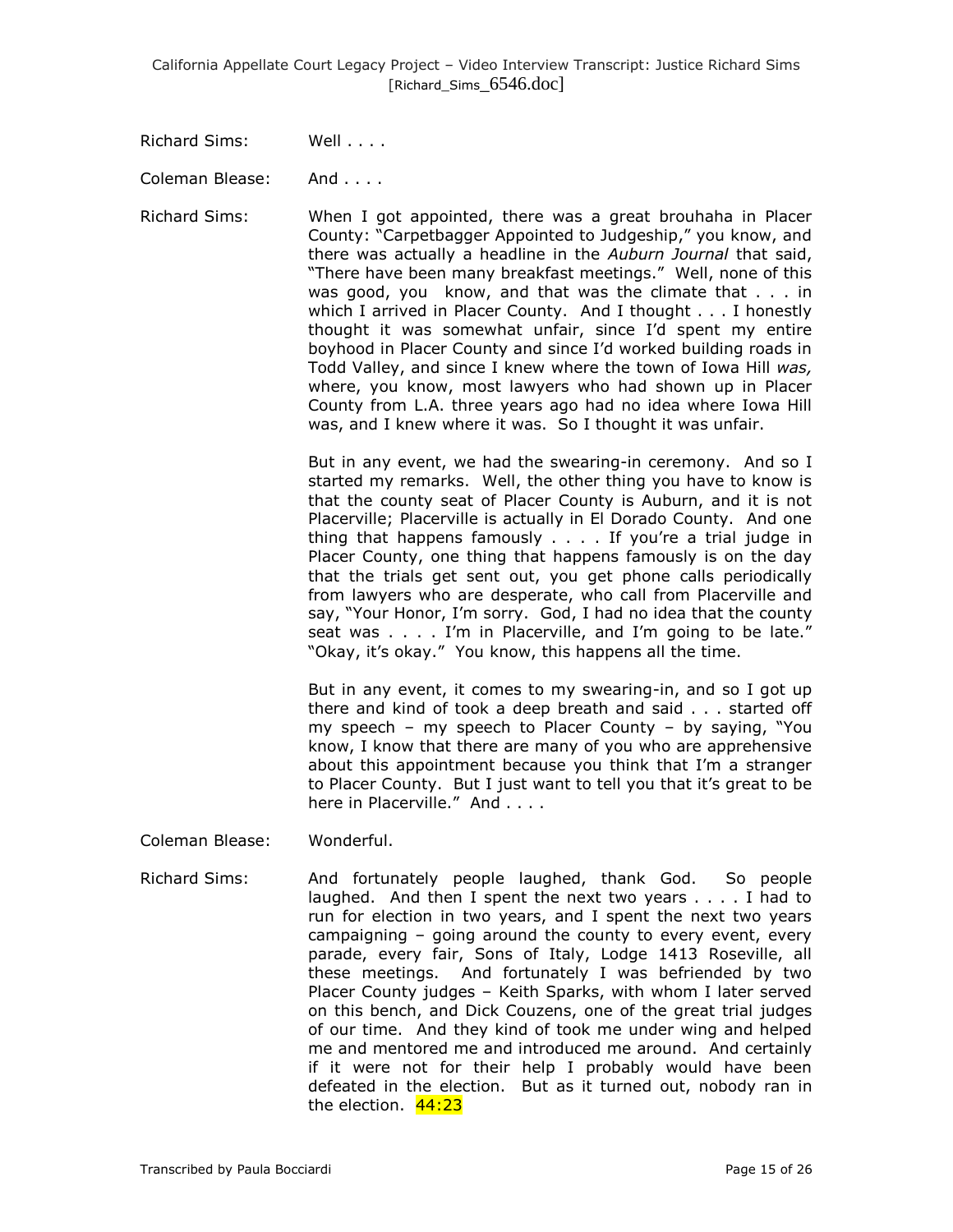Richard Sims: Well . . . .

Coleman Blease: And . . . .

Richard Sims: When I got appointed, there was a great brouhaha in Placer County: "Carpetbagger Appointed to Judgeship," you know, and there was actually a headline in the *Auburn Journal* that said, "There have been many breakfast meetings." Well, none of this was good, you know, and that was the climate that . . . in which I arrived in Placer County. And I thought . . . I honestly thought it was somewhat unfair, since I'd spent my entire boyhood in Placer County and since I'd worked building roads in Todd Valley, and since I knew where the town of Iowa Hill *was,* where, you know, most lawyers who had shown up in Placer County from L.A. three years ago had no idea where Iowa Hill was, and I knew where it was. So I thought it was unfair.

But in any event, we had the swearing-in ceremony. And so I started my remarks. Well, the other thing you have to know is that the county seat of Placer County is Auburn, and it is not Placerville; Placerville is actually in El Dorado County. And one thing that happens famously . . . . If you're a trial judge in Placer County, one thing that happens famously is on the day that the trials get sent out, you get phone calls periodically from lawyers who are desperate, who call from Placerville and say, "Your Honor, I'm sorry. God, I had no idea that the county seat was . . . . I'm in Placerville, and I'm going to be late." "Okay, it's okay." You know, this happens all the time.

But in any event, it comes to my swearing-in, and so I got up there and kind of took a deep breath and said . . . started off my speech – my speech to Placer County – by saying, "You know, I know that there are many of you who are apprehensive about this appointment because you think that I'm a stranger to Placer County. But I just want to tell you that it's great to be here in Placerville." And . . . .

Coleman Blease: Wonderful.

Richard Sims: And fortunately people laughed, thank God. So people laughed. And then I spent the next two years . . . . I had to run for election in two years, and I spent the next two years campaigning – going around the county to every event, every parade, every fair, Sons of Italy, Lodge 1413 Roseville, all these meetings. And fortunately I was befriended by two Placer County judges – Keith Sparks, with whom I later served on this bench, and Dick Couzens, one of the great trial judges of our time. And they kind of took me under wing and helped me and mentored me and introduced me around. And certainly if it were not for their help I probably would have been defeated in the election. But as it turned out, nobody ran in the election. 44:23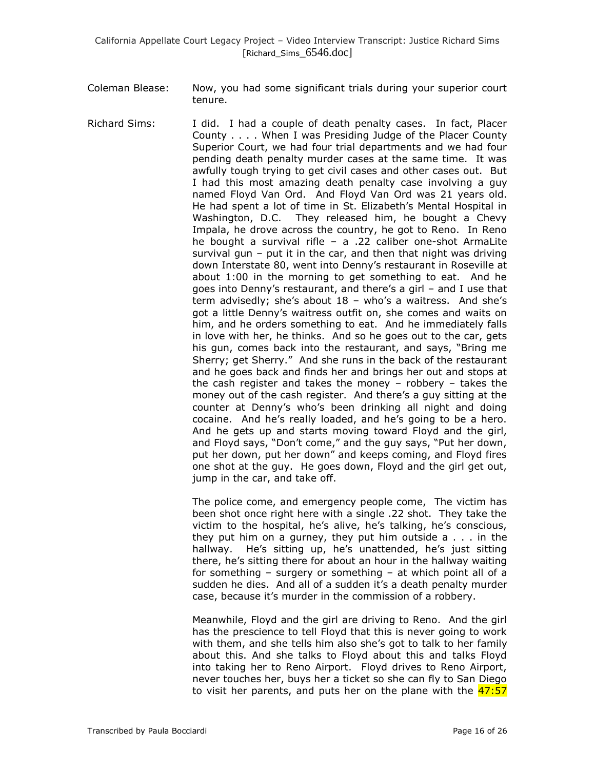Coleman Blease: Now, you had some significant trials during your superior court tenure.

Richard Sims: I did. I had a couple of death penalty cases. In fact, Placer County . . . . When I was Presiding Judge of the Placer County Superior Court, we had four trial departments and we had four pending death penalty murder cases at the same time. It was awfully tough trying to get civil cases and other cases out. But I had this most amazing death penalty case involving a guy named Floyd Van Ord. And Floyd Van Ord was 21 years old. He had spent a lot of time in St. Elizabeth's Mental Hospital in Washington, D.C. They released him, he bought a Chevy Impala, he drove across the country, he got to Reno. In Reno he bought a survival rifle – a .22 caliber one-shot ArmaLite survival gun – put it in the car, and then that night was driving down Interstate 80, went into Denny's restaurant in Roseville at about 1:00 in the morning to get something to eat. And he goes into Denny's restaurant, and there's a girl – and I use that term advisedly; she's about 18 – who's a waitress. And she's got a little Denny's waitress outfit on, she comes and waits on him, and he orders something to eat. And he immediately falls in love with her, he thinks. And so he goes out to the car, gets his gun, comes back into the restaurant, and says, "Bring me Sherry; get Sherry." And she runs in the back of the restaurant and he goes back and finds her and brings her out and stops at the cash register and takes the money – robbery – takes the money out of the cash register. And there's a guy sitting at the counter at Denny's who's been drinking all night and doing cocaine. And he's really loaded, and he's going to be a hero. And he gets up and starts moving toward Floyd and the girl, and Floyd says, "Don't come," and the guy says, "Put her down, put her down, put her down" and keeps coming, and Floyd fires one shot at the guy. He goes down, Floyd and the girl get out, jump in the car, and take off.

The police come, and emergency people come, The victim has been shot once right here with a single .22 shot. They take the victim to the hospital, he's alive, he's talking, he's conscious, they put him on a gurney, they put him outside a . . . in the hallway. He's sitting up, he's unattended, he's just sitting there, he's sitting there for about an hour in the hallway waiting for something – surgery or something – at which point all of a sudden he dies. And all of a sudden it's a death penalty murder case, because it's murder in the commission of a robbery.

Meanwhile, Floyd and the girl are driving to Reno. And the girl has the prescience to tell Floyd that this is never going to work with them, and she tells him also she's got to talk to her family about this. And she talks to Floyd about this and talks Floyd into taking her to Reno Airport. Floyd drives to Reno Airport, never touches her, buys her a ticket so she can fly to San Diego to visit her parents, and puts her on the plane with the 47:57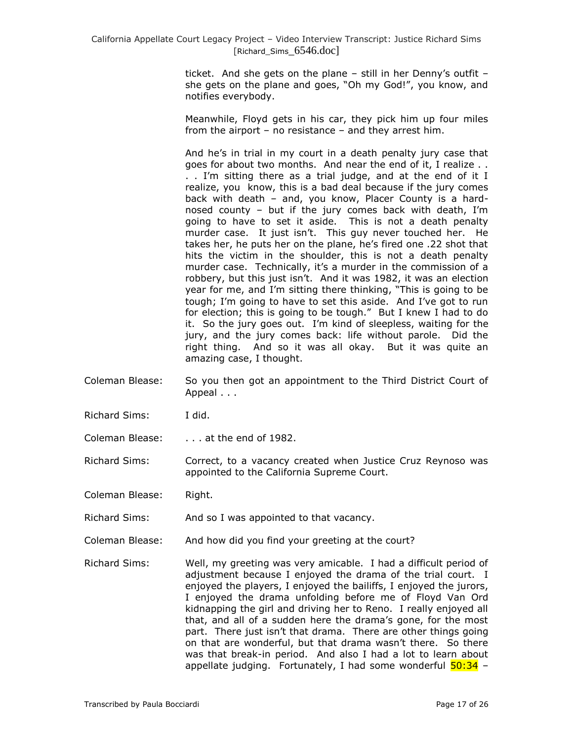ticket. And she gets on the plane – still in her Denny's outfit – she gets on the plane and goes, "Oh my God!", you know, and notifies everybody.

Meanwhile, Floyd gets in his car, they pick him up four miles from the airport – no resistance – and they arrest him.

And he's in trial in my court in a death penalty jury case that goes for about two months. And near the end of it, I realize . . . . I'm sitting there as a trial judge, and at the end of it I realize, you know, this is a bad deal because if the jury comes back with death – and, you know, Placer County is a hard-nosed county – but if the jury comes back with death, I'm going to have to set it aside. This is not a death penalty murder case. It just isn't. This guy never touched her. He takes her, he puts her on the plane, he's fired one .22 shot that hits the victim in the shoulder, this is not a death penalty murder case. Technically, it's a murder in the commission of a robbery, but this just isn't. And it was 1982, it was an election year for me, and I'm sitting there thinking, "This is going to be tough; I'm going to have to set this aside. And I've got to run for election; this is going to be tough." But I knew I had to do it. So the jury goes out. I'm kind of sleepless, waiting for the jury, and the jury comes back: life without parole. Did the right thing. And so it was all okay. But it was quite an amazing case, I thought.

Coleman Blease: So you then got an appointment to the Third District Court of Appeal . . .

Richard Sims: I did.

Coleman Blease: . . . at the end of 1982.

Richard Sims: Correct, to a vacancy created when Justice Cruz Reynoso was appointed to the California Supreme Court.

Coleman Blease: Right.

Richard Sims: And so I was appointed to that vacancy.

Coleman Blease: And how did you find your greeting at the court?

Richard Sims: Well, my greeting was very amicable. I had a difficult period of adjustment because I enjoyed the drama of the trial court. I enjoyed the players, I enjoyed the bailiffs, I enjoyed the jurors, I enjoyed the drama unfolding before me of Floyd Van Ord kidnapping the girl and driving her to Reno. I really enjoyed all that, and all of a sudden here the drama's gone, for the most part. There just isn't that drama. There are other things going on that are wonderful, but that drama wasn't there. So there was that break-in period. And also I had a lot to learn about appellate judging. Fortunately, I had some wonderful 50:34 –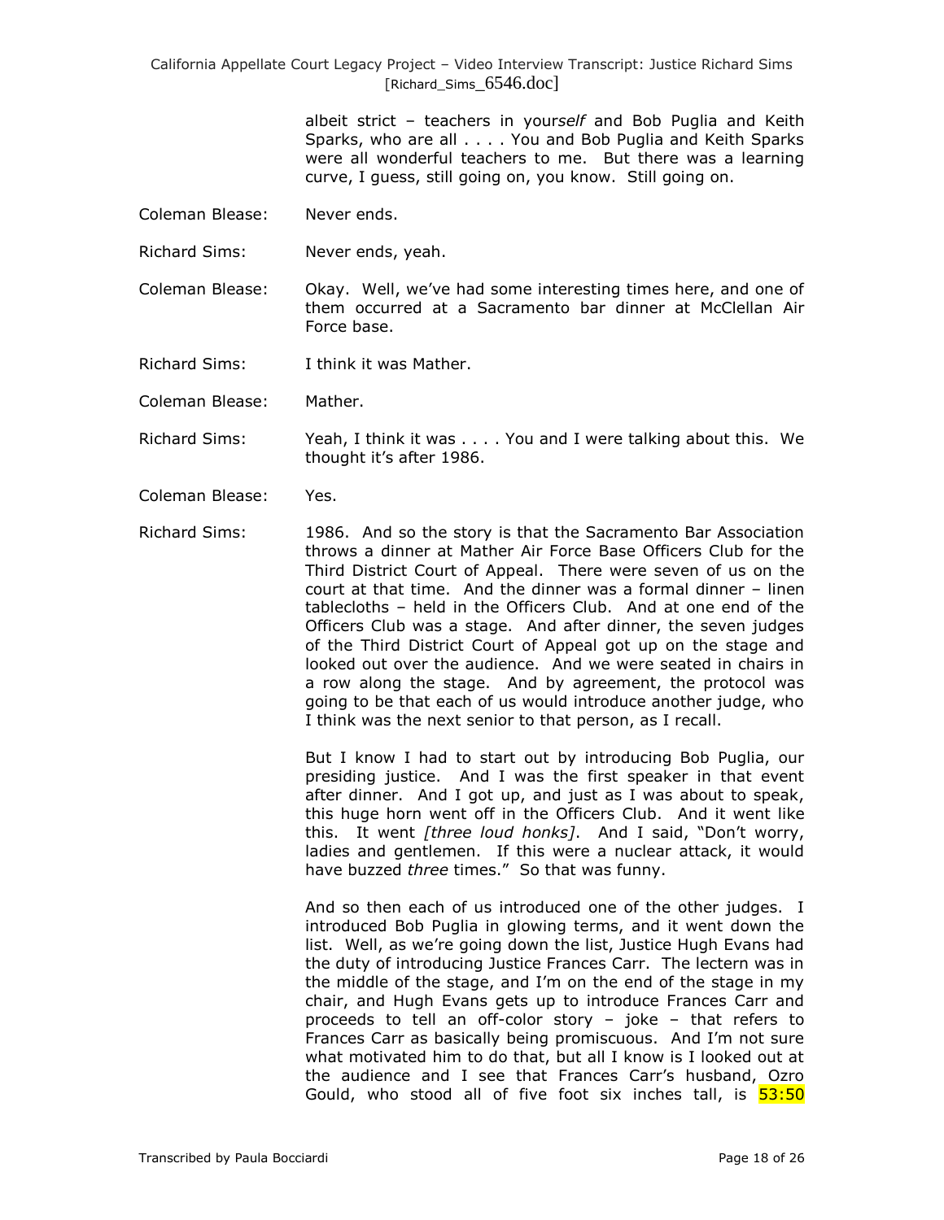albeit strict – teachers in your*self* and Bob Puglia and Keith Sparks, who are all . . . . You and Bob Puglia and Keith Sparks were all wonderful teachers to me. But there was a learning curve, I guess, still going on, you know. Still going on.

Coleman Blease: Never ends.

Richard Sims: Never ends, yeah.

Coleman Blease: Okay. Well, we've had some interesting times here, and one of them occurred at a Sacramento bar dinner at McClellan Air Force base.

Richard Sims: I think it was Mather.

Coleman Blease: Mather.

Richard Sims: Yeah, I think it was . . . . You and I were talking about this. We thought it's after 1986.

Coleman Blease: Yes.

Richard Sims: 1986. And so the story is that the Sacramento Bar Association throws a dinner at Mather Air Force Base Officers Club for the Third District Court of Appeal. There were seven of us on the court at that time. And the dinner was a formal dinner – linen tablecloths – held in the Officers Club. And at one end of the Officers Club was a stage. And after dinner, the seven judges of the Third District Court of Appeal got up on the stage and looked out over the audience. And we were seated in chairs in a row along the stage. And by agreement, the protocol was going to be that each of us would introduce another judge, who I think was the next senior to that person, as I recall.

But I know I had to start out by introducing Bob Puglia, our presiding justice. And I was the first speaker in that event after dinner. And I got up, and just as I was about to speak, this huge horn went off in the Officers Club. And it went like this. It went *[three loud honks]*. And I said, "Don't worry, ladies and gentlemen. If this were a nuclear attack, it would have buzzed *three* times." So that was funny.

And so then each of us introduced one of the other judges. I introduced Bob Puglia in glowing terms, and it went down the list. Well, as we're going down the list, Justice Hugh Evans had the duty of introducing Justice Frances Carr. The lectern was in the middle of the stage, and I'm on the end of the stage in my chair, and Hugh Evans gets up to introduce Frances Carr and proceeds to tell an off-color story – joke – that refers to Frances Carr as basically being promiscuous. And I'm not sure what motivated him to do that, but all I know is I looked out at the audience and I see that Frances Carr's husband, Ozro Gould, who stood all of five foot six inches tall, is 53:50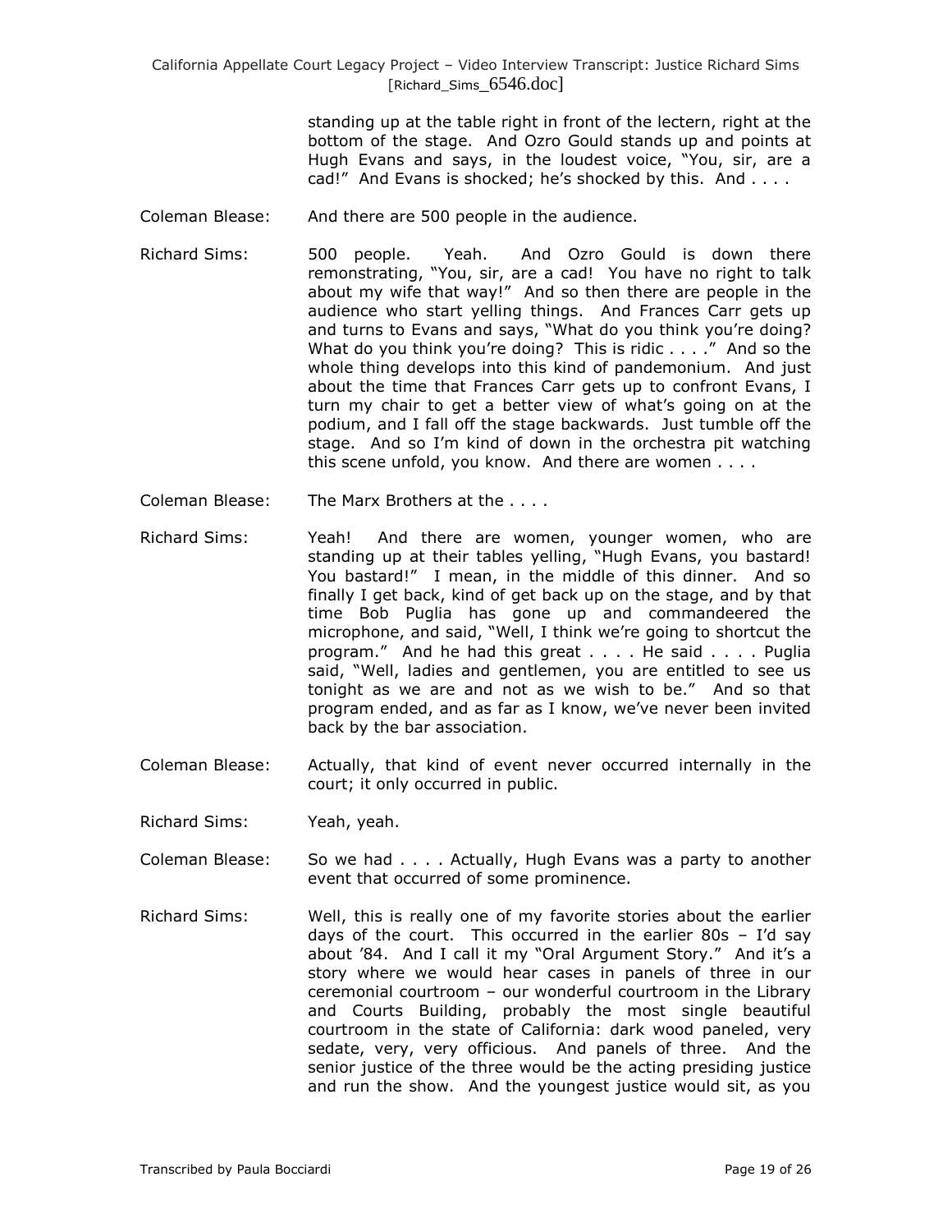standing up at the table right in front of the lectern, right at the bottom of the stage. And Ozro Gould stands up and points at Hugh Evans and says, in the loudest voice, "You, sir, are a cad!" And Evans is shocked; he's shocked by this. And . . . .

Coleman Blease: And there are 500 people in the audience.

Richard Sims: 500 people. Yeah. And Ozro Gould is down there remonstrating, "You, sir, are a cad! You have no right to talk about my wife that way!" And so then there are people in the audience who start yelling things. And Frances Carr gets up and turns to Evans and says, "What do you think you're doing? What do you think you're doing? This is ridic . . . ." And so the whole thing develops into this kind of pandemonium. And just about the time that Frances Carr gets up to confront Evans, I turn my chair to get a better view of what's going on at the podium, and I fall off the stage backwards. Just tumble off the stage. And so I'm kind of down in the orchestra pit watching this scene unfold, you know. And there are women . . . .

Coleman Blease: The Marx Brothers at the . . . .

Richard Sims: Yeah! And there are women, younger women, who are standing up at their tables yelling, "Hugh Evans, you bastard! You bastard!" I mean, in the middle of this dinner. And so finally I get back, kind of get back up on the stage, and by that time Bob Puglia has gone up and commandeered the microphone, and said, "Well, I think we're going to shortcut the program." And he had this great . . . . He said . . . . Puglia said, "Well, ladies and gentlemen, you are entitled to see us tonight as we are and not as we wish to be." And so that program ended, and as far as I know, we've never been invited back by the bar association.

Coleman Blease: Actually, that kind of event never occurred internally in the court; it only occurred in public.

Richard Sims: Yeah, yeah.

Coleman Blease: So we had . . . . Actually, Hugh Evans was a party to another event that occurred of some prominence.

Richard Sims: Well, this is really one of my favorite stories about the earlier days of the court. This occurred in the earlier 80s – I'd say about '84. And I call it my "Oral Argument Story." And it's a story where we would hear cases in panels of three in our ceremonial courtroom – our wonderful courtroom in the Library and Courts Building, probably the most single beautiful courtroom in the state of California: dark wood paneled, very sedate, very, very officious. And panels of three. And the senior justice of the three would be the acting presiding justice and run the show. And the youngest justice would sit, as you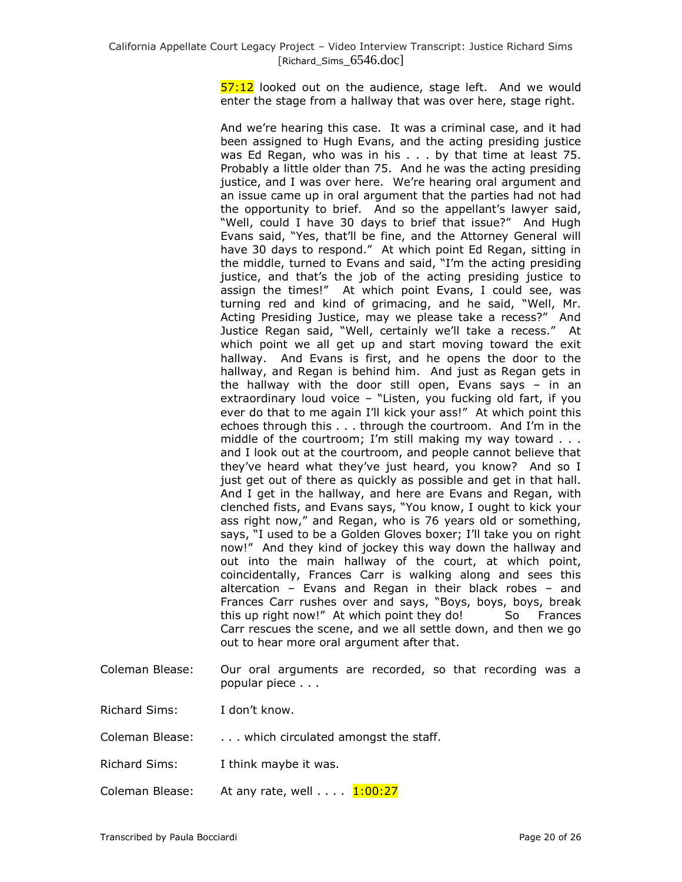57:12 looked out on the audience, stage left. And we would enter the stage from a hallway that was over here, stage right.

And we're hearing this case. It was a criminal case, and it had been assigned to Hugh Evans, and the acting presiding justice was Ed Regan, who was in his . . . by that time at least 75. Probably a little older than 75. And he was the acting presiding justice, and I was over here. We're hearing oral argument and an issue came up in oral argument that the parties had not had the opportunity to brief. And so the appellant's lawyer said, "Well, could I have 30 days to brief that issue?" And Hugh Evans said, "Yes, that'll be fine, and the Attorney General will have 30 days to respond." At which point Ed Regan, sitting in the middle, turned to Evans and said, "I'm the acting presiding justice, and that's the job of the acting presiding justice to assign the times!" At which point Evans, I could see, was turning red and kind of grimacing, and he said, "Well, Mr. Acting Presiding Justice, may we please take a recess?" And Justice Regan said, "Well, certainly we'll take a recess." At which point we all get up and start moving toward the exit hallway. And Evans is first, and he opens the door to the hallway, and Regan is behind him. And just as Regan gets in the hallway with the door still open, Evans says – in an extraordinary loud voice – "Listen, you fucking old fart, if you ever do that to me again I'll kick your ass!" At which point this echoes through this . . . through the courtroom. And I'm in the middle of the courtroom; I'm still making my way toward . . . and I look out at the courtroom, and people cannot believe that they've heard what they've just heard, you know? And so I just get out of there as quickly as possible and get in that hall. And I get in the hallway, and here are Evans and Regan, with clenched fists, and Evans says, "You know, I ought to kick your ass right now," and Regan, who is 76 years old or something, says, "I used to be a Golden Gloves boxer; I'll take you on right now!" And they kind of jockey this way down the hallway and out into the main hallway of the court, at which point, coincidentally, Frances Carr is walking along and sees this altercation – Evans and Regan in their black robes – and Frances Carr rushes over and says, "Boys, boys, boys, break this up right now!" At which point they do! So Frances Carr rescues the scene, and we all settle down, and then we go out to hear more oral argument after that.

Coleman Blease: Our oral arguments are recorded, so that recording was a popular piece . . .

Richard Sims: I don't know.

Coleman Blease: . . . which circulated amongst the staff.

Richard Sims: I think maybe it was.

Coleman Blease: At any rate, well . . . . 1:00:27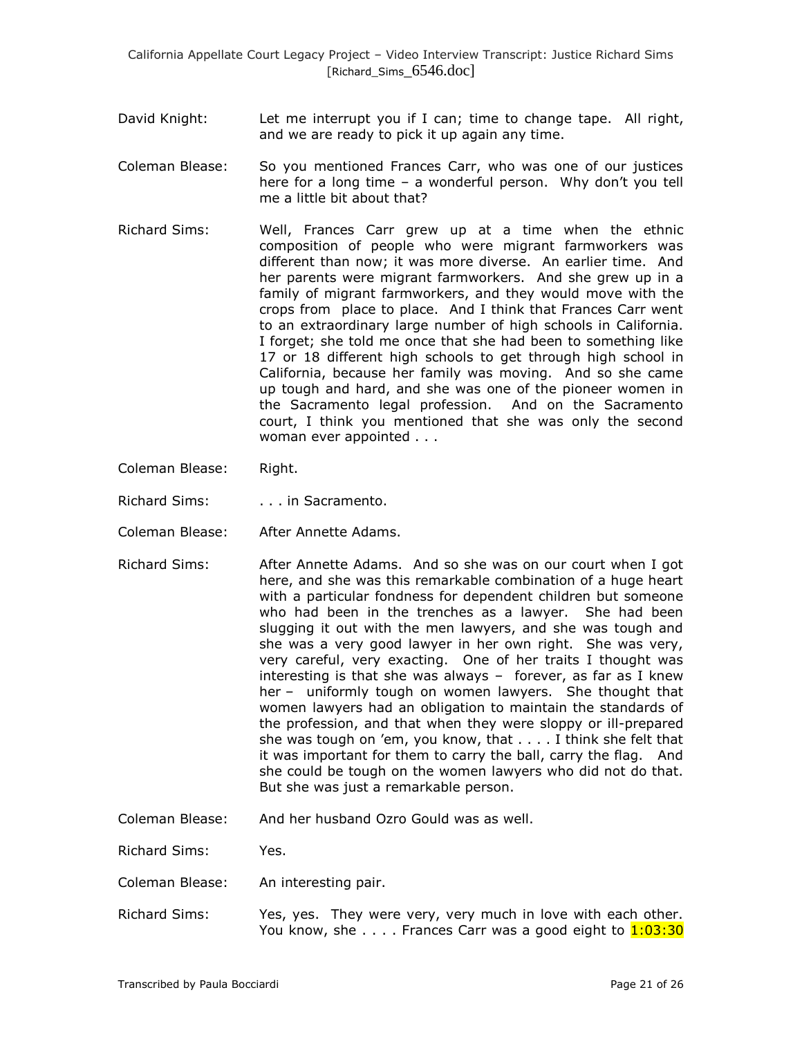David Knight: Let me interrupt you if I can; time to change tape. All right, and we are ready to pick it up again any time.

Coleman Blease: So you mentioned Frances Carr, who was one of our justices here for a long time – a wonderful person. Why don't you tell me a little bit about that?

Richard Sims: Well, Frances Carr grew up at a time when the ethnic composition of people who were migrant farmworkers was different than now; it was more diverse. An earlier time. And her parents were migrant farmworkers. And she grew up in a family of migrant farmworkers, and they would move with the crops from place to place. And I think that Frances Carr went to an extraordinary large number of high schools in California. I forget; she told me once that she had been to something like 17 or 18 different high schools to get through high school in California, because her family was moving. And so she came up tough and hard, and she was one of the pioneer women in the Sacramento legal profession. And on the Sacramento court, I think you mentioned that she was only the second woman ever appointed . . .

Coleman Blease: Right.

Richard Sims: . . . in Sacramento.

Coleman Blease: After Annette Adams.

Richard Sims: After Annette Adams. And so she was on our court when I got here, and she was this remarkable combination of a huge heart with a particular fondness for dependent children but someone who had been in the trenches as a lawyer. She had been slugging it out with the men lawyers, and she was tough and she was a very good lawyer in her own right. She was very, very careful, very exacting. One of her traits I thought was interesting is that she was always – forever, as far as I knew her – uniformly tough on women lawyers. She thought that women lawyers had an obligation to maintain the standards of the profession, and that when they were sloppy or ill-prepared she was tough on 'em, you know, that . . . . I think she felt that it was important for them to carry the ball, carry the flag. And she could be tough on the women lawyers who did not do that. But she was just a remarkable person.

Coleman Blease: And her husband Ozro Gould was as well.

Richard Sims: Yes.

Coleman Blease: An interesting pair.

Richard Sims: Yes, yes. They were very, very much in love with each other. You know, she . . . . Frances Carr was a good eight to 1:03:30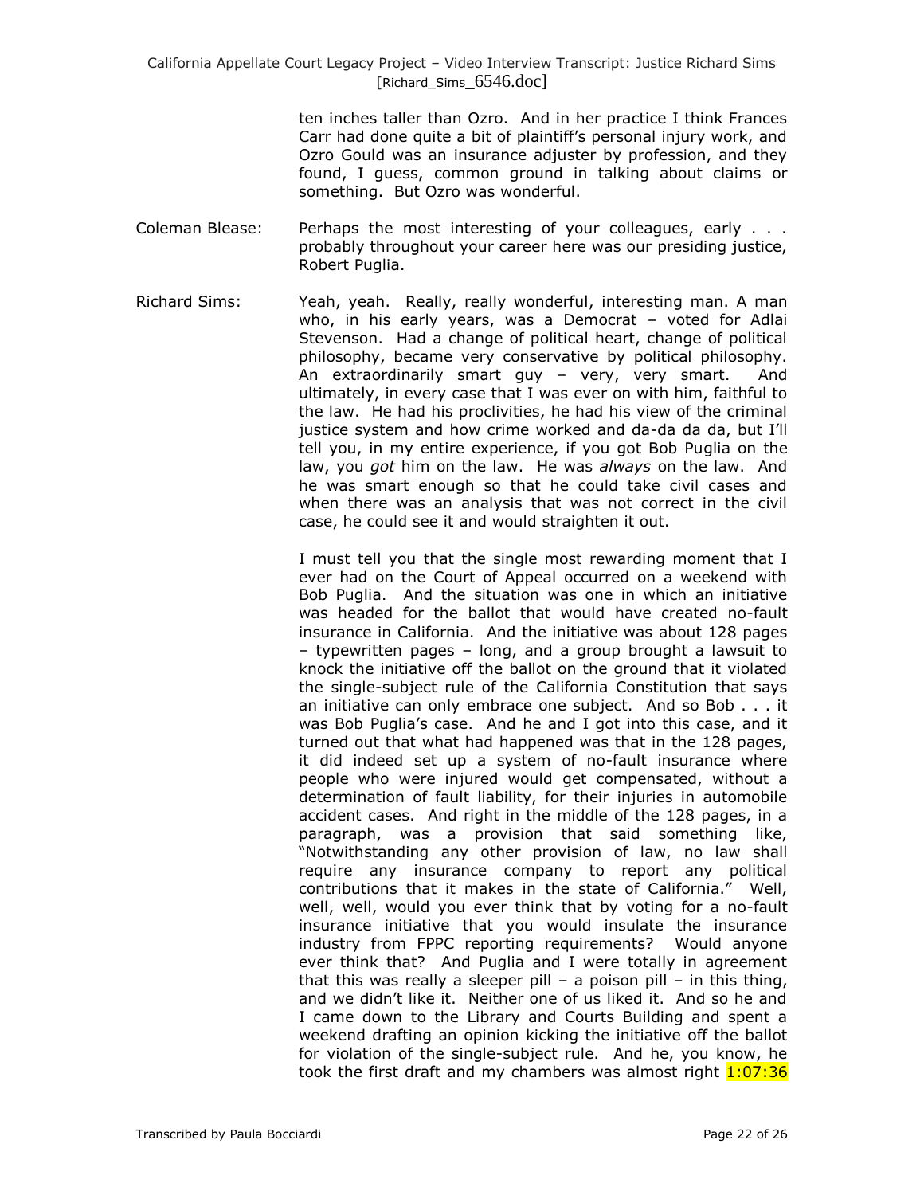ten inches taller than Ozro. And in her practice I think Frances Carr had done quite a bit of plaintiff's personal injury work, and Ozro Gould was an insurance adjuster by profession, and they found, I guess, common ground in talking about claims or something. But Ozro was wonderful.

Coleman Blease: Perhaps the most interesting of your colleagues, early . . . probably throughout your career here was our presiding justice, Robert Puglia.

Richard Sims: Yeah, yeah. Really, really wonderful, interesting man. A man who, in his early years, was a Democrat – voted for Adlai Stevenson. Had a change of political heart, change of political philosophy, became very conservative by political philosophy. An extraordinarily smart guy – very, very smart. And ultimately, in every case that I was ever on with him, faithful to the law. He had his proclivities, he had his view of the criminal justice system and how crime worked and da-da da da, but I'll tell you, in my entire experience, if you got Bob Puglia on the law, you *got* him on the law. He was *always* on the law. And he was smart enough so that he could take civil cases and when there was an analysis that was not correct in the civil case, he could see it and would straighten it out.

I must tell you that the single most rewarding moment that I ever had on the Court of Appeal occurred on a weekend with Bob Puglia. And the situation was one in which an initiative was headed for the ballot that would have created no-fault insurance in California. And the initiative was about 128 pages – typewritten pages – long, and a group brought a lawsuit to knock the initiative off the ballot on the ground that it violated the single-subject rule of the California Constitution that says an initiative can only embrace one subject. And so Bob . . . it was Bob Puglia's case. And he and I got into this case, and it turned out that what had happened was that in the 128 pages, it did indeed set up a system of no-fault insurance where people who were injured would get compensated, without a determination of fault liability, for their injuries in automobile accident cases. And right in the middle of the 128 pages, in a paragraph, was a provision that said something like, "Notwithstanding any other provision of law, no law shall require any insurance company to report any political contributions that it makes in the state of California." Well, well, well, would you ever think that by voting for a no-fault insurance initiative that you would insulate the insurance industry from FPPC reporting requirements? Would anyone ever think that? And Puglia and I were totally in agreement that this was really a sleeper pill – a poison pill – in this thing, and we didn't like it. Neither one of us liked it. And so he and I came down to the Library and Courts Building and spent a weekend drafting an opinion kicking the initiative off the ballot for violation of the single-subject rule. And he, you know, he took the first draft and my chambers was almost right 1:07:36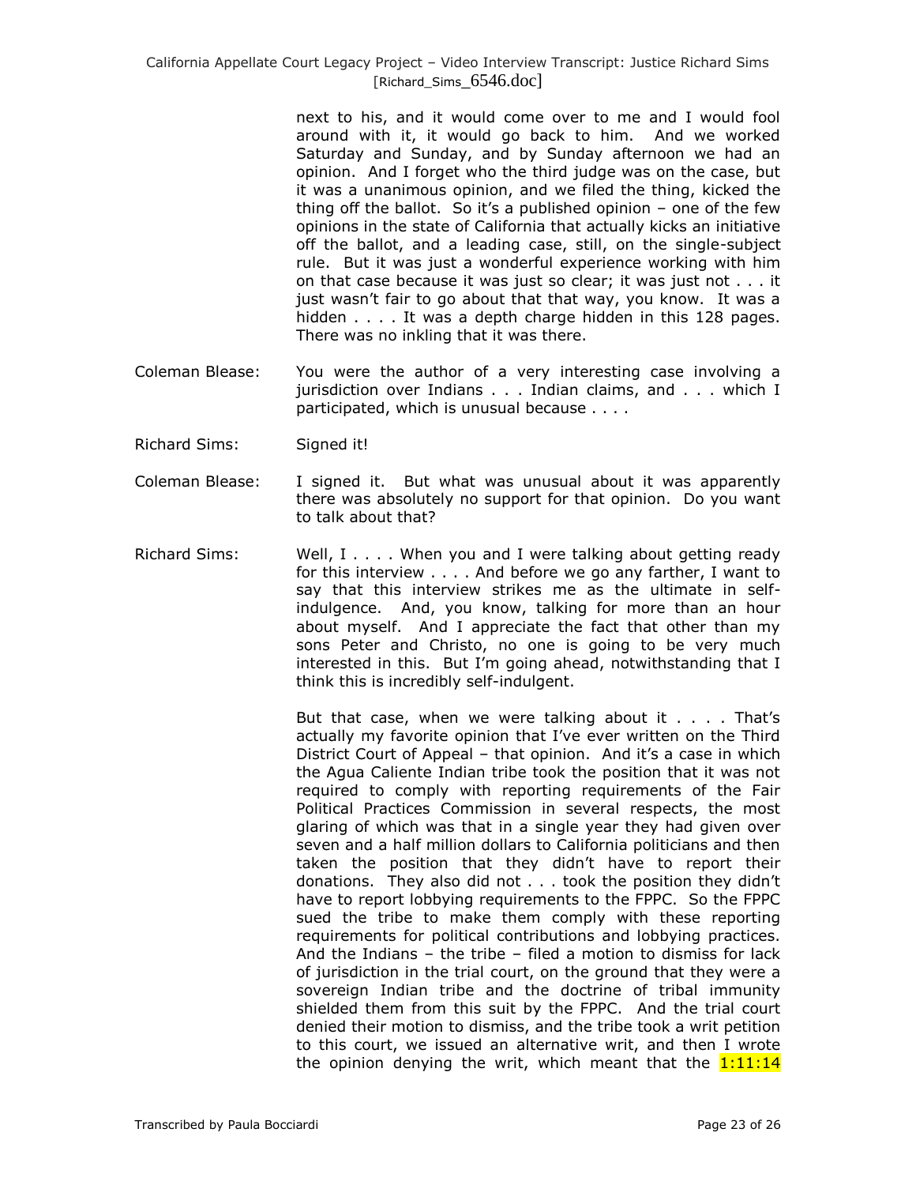next to his, and it would come over to me and I would fool around with it, it would go back to him. And we worked Saturday and Sunday, and by Sunday afternoon we had an opinion. And I forget who the third judge was on the case, but it was a unanimous opinion, and we filed the thing, kicked the thing off the ballot. So it's a published opinion – one of the few opinions in the state of California that actually kicks an initiative off the ballot, and a leading case, still, on the single-subject rule. But it was just a wonderful experience working with him on that case because it was just so clear; it was just not . . . it just wasn't fair to go about that that way, you know. It was a hidden . . . . It was a depth charge hidden in this 128 pages. There was no inkling that it was there.

Coleman Blease: You were the author of a very interesting case involving a jurisdiction over Indians . . . Indian claims, and . . . which I participated, which is unusual because . . . .

Richard Sims: Signed it!

Coleman Blease: I signed it. But what was unusual about it was apparently there was absolutely no support for that opinion. Do you want to talk about that?

Richard Sims: Well, I . . . . When you and I were talking about getting ready for this interview . . . . And before we go any farther, I want to say that this interview strikes me as the ultimate in self-indulgence. And, you know, talking for more than an hour about myself. And I appreciate the fact that other than my sons Peter and Christo, no one is going to be very much interested in this. But I'm going ahead, notwithstanding that I think this is incredibly self-indulgent.

But that case, when we were talking about it . . . . That's actually my favorite opinion that I've ever written on the Third District Court of Appeal – that opinion. And it's a case in which the Agua Caliente Indian tribe took the position that it was not required to comply with reporting requirements of the Fair Political Practices Commission in several respects, the most glaring of which was that in a single year they had given over seven and a half million dollars to California politicians and then taken the position that they didn't have to report their donations. They also did not . . . took the position they didn't have to report lobbying requirements to the FPPC. So the FPPC sued the tribe to make them comply with these reporting requirements for political contributions and lobbying practices. And the Indians – the tribe – filed a motion to dismiss for lack of jurisdiction in the trial court, on the ground that they were a sovereign Indian tribe and the doctrine of tribal immunity shielded them from this suit by the FPPC. And the trial court denied their motion to dismiss, and the tribe took a writ petition to this court, we issued an alternative writ, and then I wrote the opinion denying the writ, which meant that the 1:11:14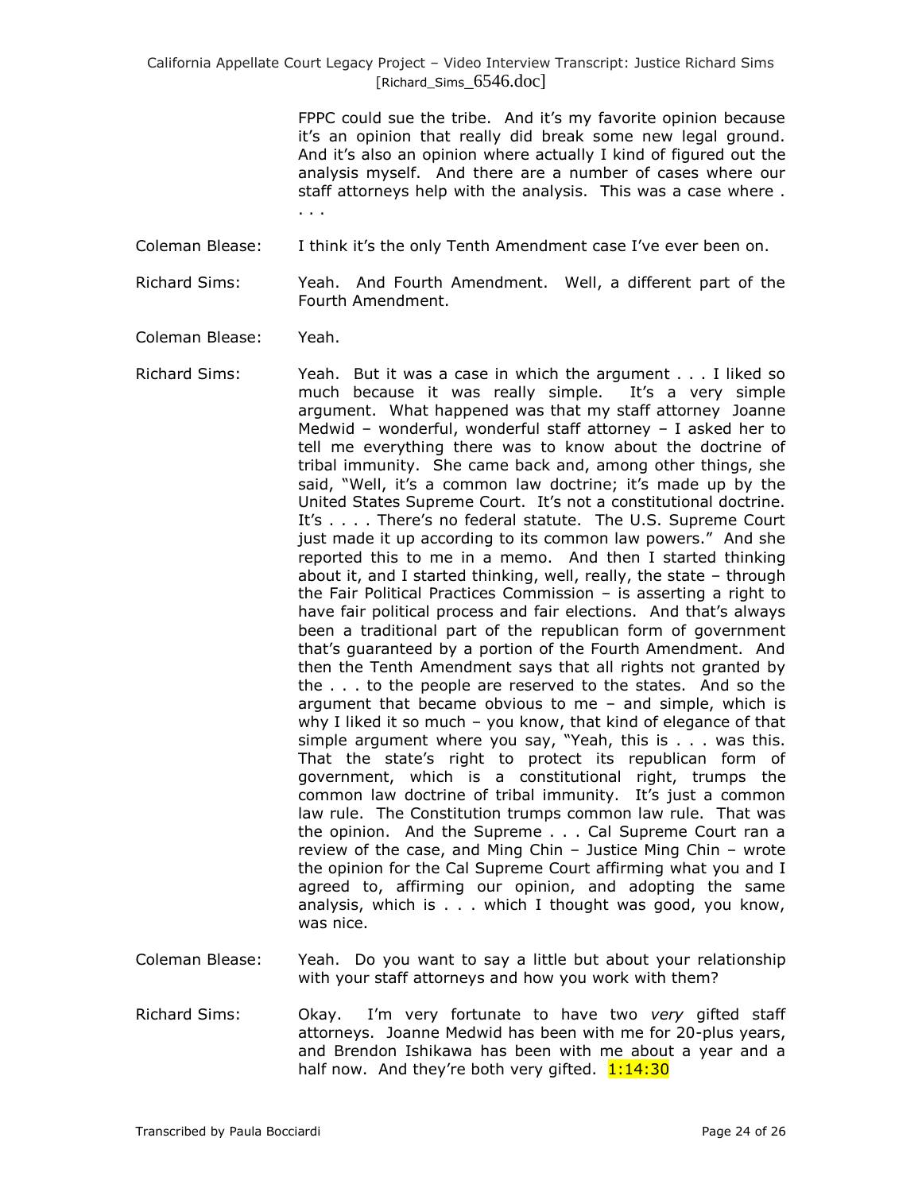FPPC could sue the tribe. And it's my favorite opinion because it's an opinion that really did break some new legal ground. And it's also an opinion where actually I kind of figured out the analysis myself. And there are a number of cases where our staff attorneys help with the analysis. This was a case where . . . .

Coleman Blease: I think it's the only Tenth Amendment case I've ever been on.

Richard Sims: Yeah. And Fourth Amendment. Well, a different part of the Fourth Amendment.

Coleman Blease: Yeah.

Richard Sims: Yeah. But it was a case in which the argument . . . I liked so much because it was really simple. It's a very simple argument. What happened was that my staff attorney Joanne Medwid – wonderful, wonderful staff attorney – I asked her to tell me everything there was to know about the doctrine of tribal immunity. She came back and, among other things, she said, "Well, it's a common law doctrine; it's made up by the United States Supreme Court. It's not a constitutional doctrine. It's . . . . There's no federal statute. The U.S. Supreme Court just made it up according to its common law powers." And she reported this to me in a memo. And then I started thinking about it, and I started thinking, well, really, the state – through the Fair Political Practices Commission – is asserting a right to have fair political process and fair elections. And that's always been a traditional part of the republican form of government that's guaranteed by a portion of the Fourth Amendment. And then the Tenth Amendment says that all rights not granted by the . . . to the people are reserved to the states. And so the argument that became obvious to me – and simple, which is why I liked it so much – you know, that kind of elegance of that simple argument where you say, "Yeah, this is . . . was this. That the state's right to protect its republican form of government, which is a constitutional right, trumps the common law doctrine of tribal immunity. It's just a common law rule. The Constitution trumps common law rule. That was the opinion. And the Supreme . . . Cal Supreme Court ran a review of the case, and Ming Chin – Justice Ming Chin – wrote the opinion for the Cal Supreme Court affirming what you and I agreed to, affirming our opinion, and adopting the same analysis, which is . . . which I thought was good, you know, was nice.

Coleman Blease: Yeah. Do you want to say a little but about your relationship with your staff attorneys and how you work with them?

Richard Sims: Okay. I'm very fortunate to have two *very* gifted staff attorneys. Joanne Medwid has been with me for 20-plus years, and Brendon Ishikawa has been with me about a year and a half now. And they're both very gifted. 1:14:30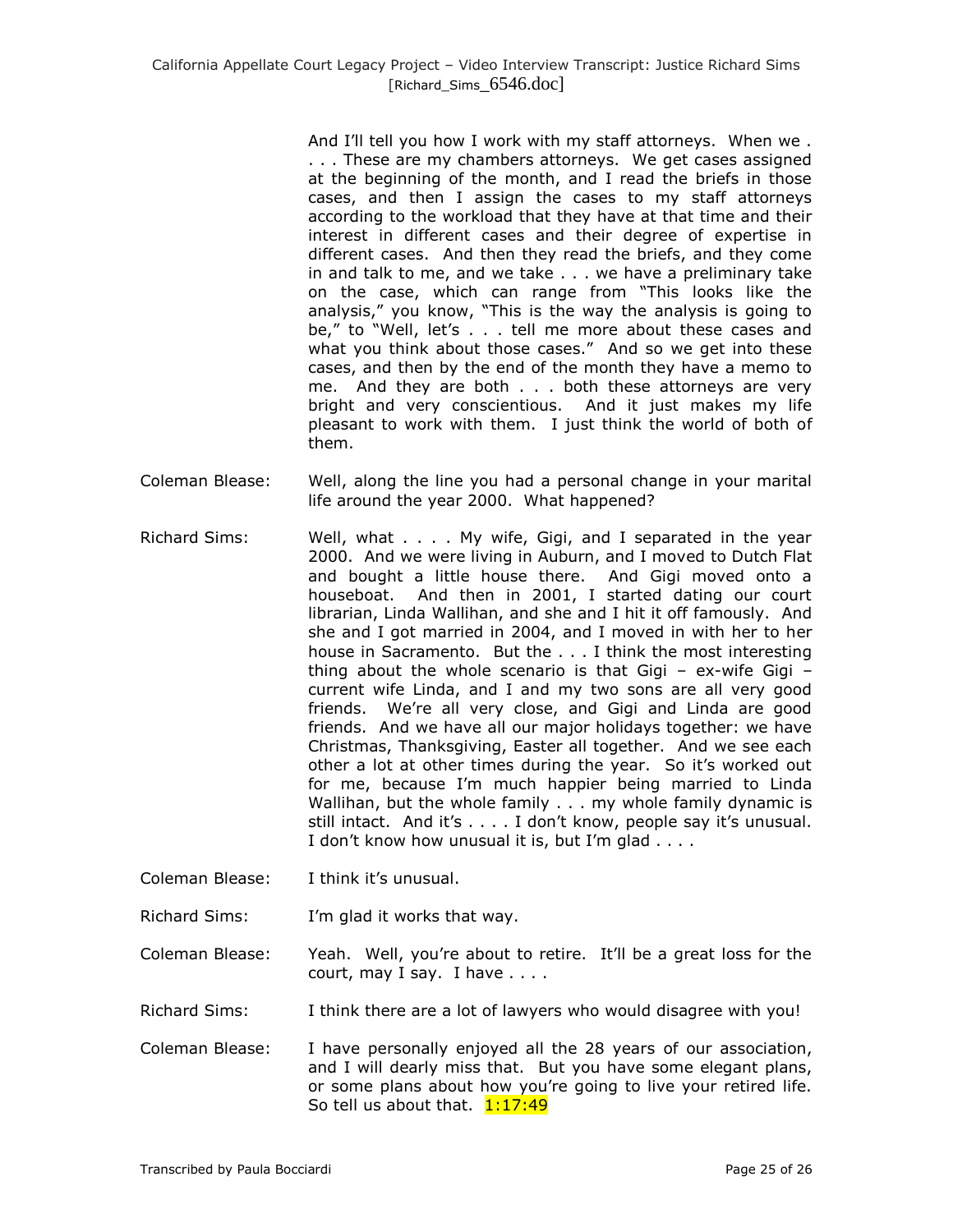And I'll tell you how I work with my staff attorneys. When we . . . . These are my chambers attorneys. We get cases assigned at the beginning of the month, and I read the briefs in those cases, and then I assign the cases to my staff attorneys according to the workload that they have at that time and their interest in different cases and their degree of expertise in different cases. And then they read the briefs, and they come in and talk to me, and we take . . . we have a preliminary take on the case, which can range from "This looks like the analysis," you know, "This is the way the analysis is going to be," to "Well, let's . . . tell me more about these cases and what you think about those cases." And so we get into these cases, and then by the end of the month they have a memo to me. And they are both . . . both these attorneys are very bright and very conscientious. And it just makes my life pleasant to work with them. I just think the world of both of them.

Coleman Blease: Well, along the line you had a personal change in your marital life around the year 2000. What happened?

Richard Sims: Well, what . . . . My wife, Gigi, and I separated in the year 2000. And we were living in Auburn, and I moved to Dutch Flat and bought a little house there. And Gigi moved onto a houseboat. And then in 2001, I started dating our court librarian, Linda Wallihan, and she and I hit it off famously. And she and I got married in 2004, and I moved in with her to her house in Sacramento. But the . . . I think the most interesting thing about the whole scenario is that Gigi – ex-wife Gigi – current wife Linda, and I and my two sons are all very good friends. We're all very close, and Gigi and Linda are good friends. And we have all our major holidays together: we have Christmas, Thanksgiving, Easter all together. And we see each other a lot at other times during the year. So it's worked out for me, because I'm much happier being married to Linda Wallihan, but the whole family . . . my whole family dynamic is still intact. And it's . . . . I don't know, people say it's unusual. I don't know how unusual it is, but I'm glad . . . .

Coleman Blease: I think it's unusual.

Richard Sims: I'm glad it works that way.

Coleman Blease: Yeah. Well, you're about to retire. It'll be a great loss for the court, may I say. I have . . . .

Richard Sims: I think there are a lot of lawyers who would disagree with you!

Coleman Blease: I have personally enjoyed all the 28 years of our association, and I will dearly miss that. But you have some elegant plans, or some plans about how you're going to live your retired life. So tell us about that. 1:17:49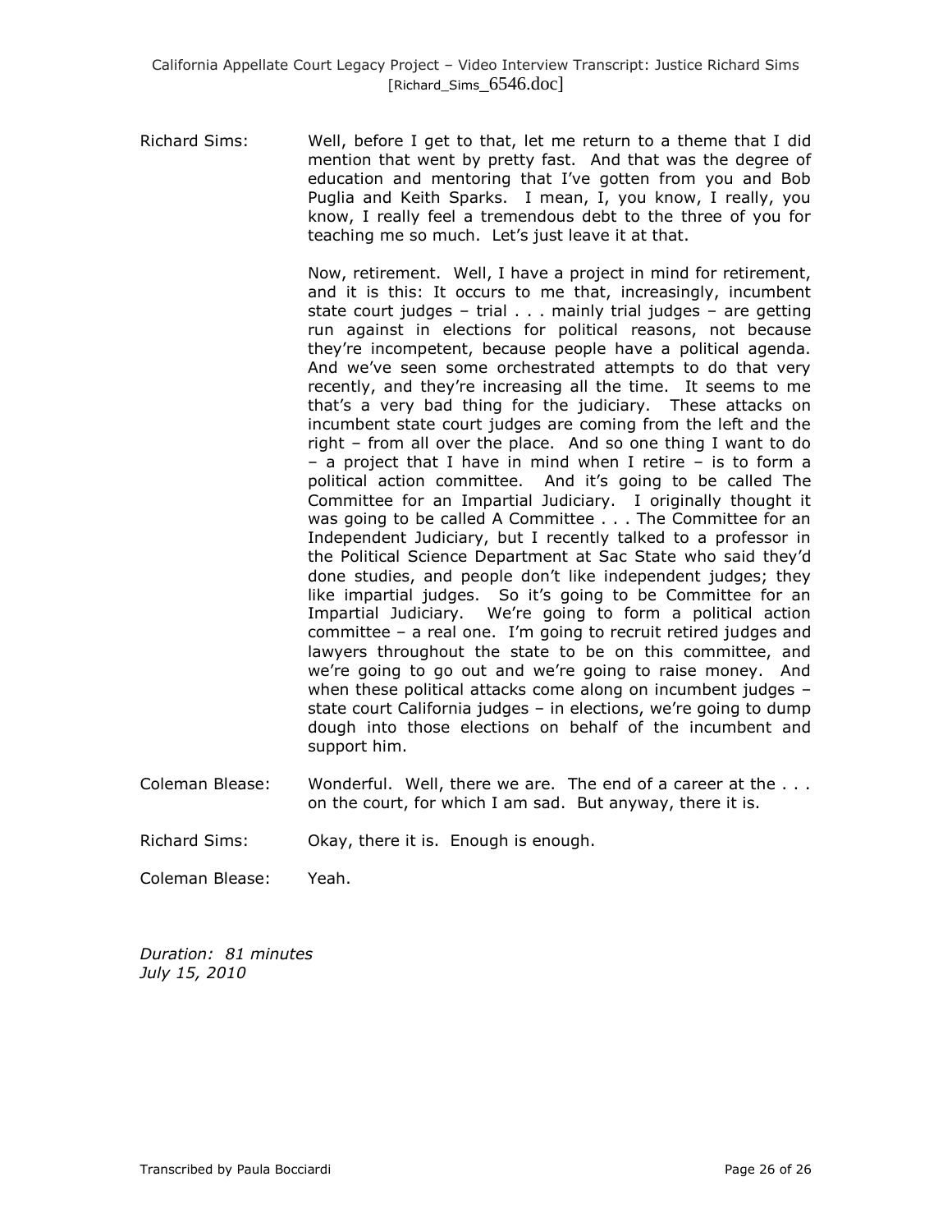Richard Sims: Well, before I get to that, let me return to a theme that I did mention that went by pretty fast. And that was the degree of education and mentoring that I've gotten from you and Bob Puglia and Keith Sparks. I mean, I, you know, I really, you know, I really feel a tremendous debt to the three of you for teaching me so much. Let's just leave it at that.

Now, retirement. Well, I have a project in mind for retirement, and it is this: It occurs to me that, increasingly, incumbent state court judges – trial . . . mainly trial judges – are getting run against in elections for political reasons, not because they're incompetent, because people have a political agenda. And we've seen some orchestrated attempts to do that very recently, and they're increasing all the time. It seems to me that's a very bad thing for the judiciary. These attacks on incumbent state court judges are coming from the left and the right – from all over the place. And so one thing I want to do – a project that I have in mind when I retire – is to form a political action committee. And it's going to be called The Committee for an Impartial Judiciary. I originally thought it was going to be called A Committee . . . The Committee for an Independent Judiciary, but I recently talked to a professor in the Political Science Department at Sac State who said they'd done studies, and people don't like independent judges; they like impartial judges. So it's going to be Committee for an Impartial Judiciary. We're going to form a political action committee – a real one. I'm going to recruit retired judges and lawyers throughout the state to be on this committee, and we're going to go out and we're going to raise money. And when these political attacks come along on incumbent judges – state court California judges – in elections, we're going to dump dough into those elections on behalf of the incumbent and support him.

Coleman Blease: Wonderful. Well, there we are. The end of a career at the . . . on the court, for which I am sad. But anyway, there it is.

Richard Sims: Okay, there it is. Enough is enough.

Coleman Blease: Yeah.

*Duration: 81 minutes*
*July 15, 2010*